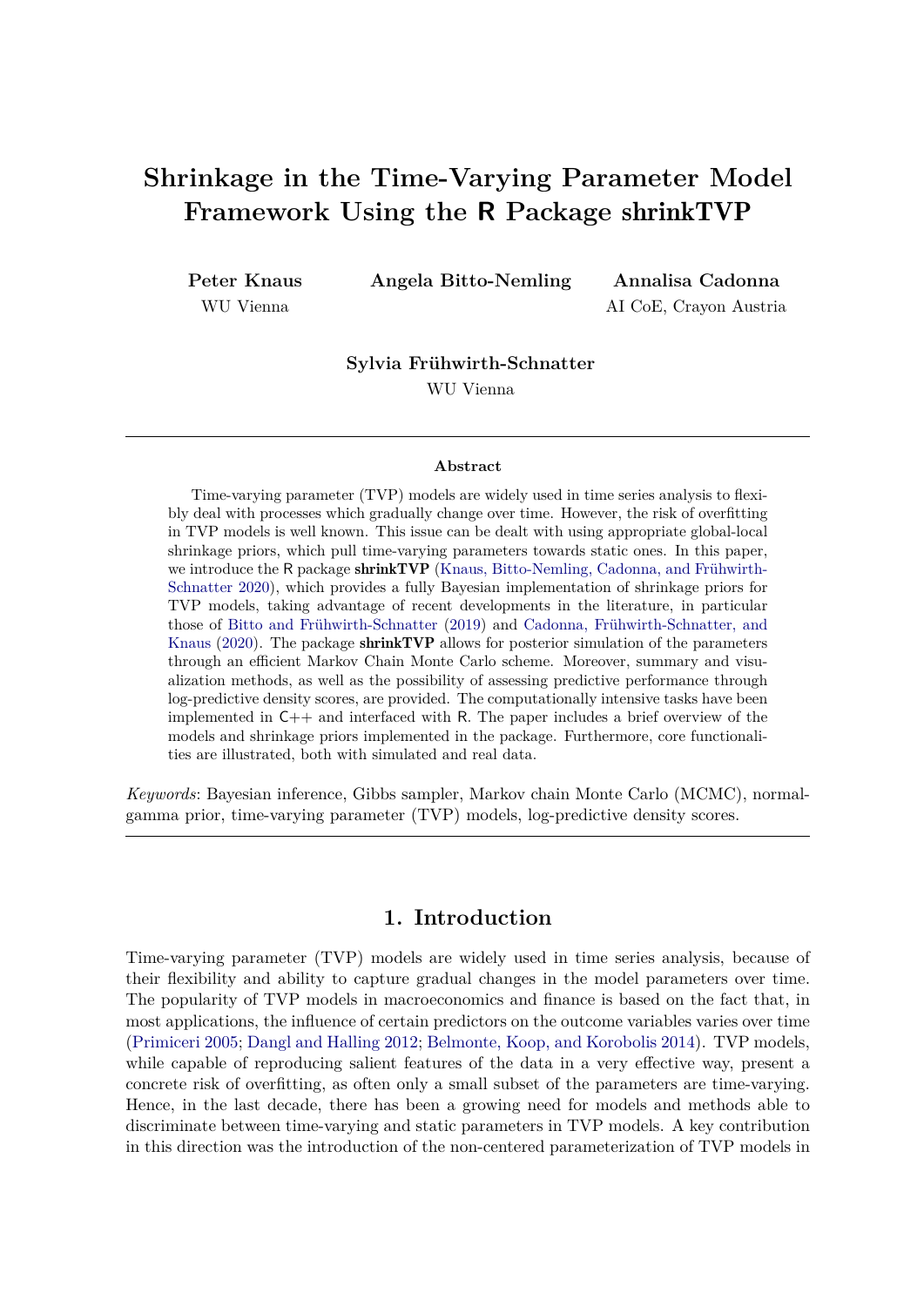# Shrinkage in the Time-Varying Parameter Model Framework Using the R Package shrinkTVP

**Peter Knaus**
WU Vienna

**Angela Bitto-Nemling**

**Annalisa Cadonna**
AI CoE, Crayon Austria

**Sylvia Frühwirth-Schnatter**
WU Vienna

---

**Abstract**

Time-varying parameter (TVP) models are widely used in time series analysis to flexibly deal with processes which gradually change over time. However, the risk of overfitting in TVP models is well known. This issue can be dealt with using appropriate global-local shrinkage priors, which pull time-varying parameters towards static ones. In this paper, we introduce the R package **shrinkTVP** (Knaus, Bitto-Nemling, Cadonna, and Frühwirth-Schnatter 2020), which provides a fully Bayesian implementation of shrinkage priors for TVP models, taking advantage of recent developments in the literature, in particular those of Bitto and Frühwirth-Schnatter (2019) and Cadonna, Frühwirth-Schnatter, and Knaus (2020). The package **shrinkTVP** allows for posterior simulation of the parameters through an efficient Markov Chain Monte Carlo scheme. Moreover, summary and visualization methods, as well as the possibility of assessing predictive performance through log-predictive density scores, are provided. The computationally intensive tasks have been implemented in C++ and interfaced with R. The paper includes a brief overview of the models and shrinkage priors implemented in the package. Furthermore, core functionalities are illustrated, both with simulated and real data.

*Keywords*: Bayesian inference, Gibbs sampler, Markov chain Monte Carlo (MCMC), normal-gamma prior, time-varying parameter (TVP) models, log-predictive density scores.

---

## 1. Introduction

Time-varying parameter (TVP) models are widely used in time series analysis, because of their flexibility and ability to capture gradual changes in the model parameters over time. The popularity of TVP models in macroeconomics and finance is based on the fact that, in most applications, the influence of certain predictors on the outcome variables varies over time (Primiceri 2005; Dangl and Halling 2012; Belmonte, Koop, and Korobolis 2014). TVP models, while capable of reproducing salient features of the data in a very effective way, present a concrete risk of overfitting, as often only a small subset of the parameters are time-varying. Hence, in the last decade, there has been a growing need for models and methods able to discriminate between time-varying and static parameters in TVP models. A key contribution in this direction was the introduction of the non-centered parameterization of TVP models in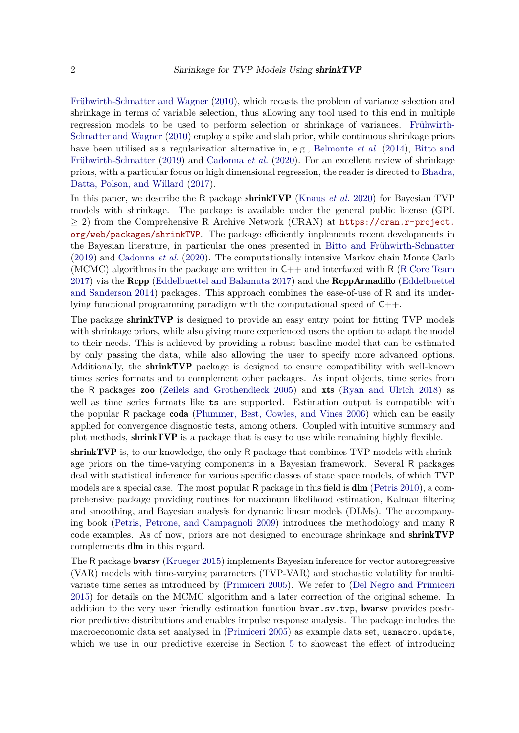Frühwirth-Schnatter and Wagner (2010), which recasts the problem of variance selection and shrinkage in terms of variable selection, thus allowing any tool used to this end in multiple regression models to be used to perform selection or shrinkage of variances. Frühwirth-Schnatter and Wagner (2010) employ a spike and slab prior, while continuous shrinkage priors have been utilised as a regularization alternative in, e.g., Belmonte *et al.* (2014), Bitto and Frühwirth-Schnatter (2019) and Cadonna *et al.* (2020). For an excellent review of shrinkage priors, with a particular focus on high dimensional regression, the reader is directed to Bhadra, Datta, Polson, and Willard (2017).

In this paper, we describe the R package **shrinkTVP** (Knaus *et al.* 2020) for Bayesian TVP models with shrinkage. The package is available under the general public license (GPL $\geq 2$) from the Comprehensive R Archive Network (CRAN) at https://cran.r-project.org/web/packages/shrinkTVP. The package efficiently implements recent developments in the Bayesian literature, in particular the ones presented in Bitto and Frühwirth-Schnatter (2019) and Cadonna *et al.* (2020). The computationally intensive Markov chain Monte Carlo (MCMC) algorithms in the package are written in C++ and interfaced with R (R Core Team 2017) via the **Rcpp** (Eddelbuettel and Balamuta 2017) and the **RcppArmadillo** (Eddelbuettel and Sanderson 2014) packages. This approach combines the ease-of-use of R and its underlying functional programming paradigm with the computational speed of C++.

The package **shrinkTVP** is designed to provide an easy entry point for fitting TVP models with shrinkage priors, while also giving more experienced users the option to adapt the model to their needs. This is achieved by providing a robust baseline model that can be estimated by only passing the data, while also allowing the user to specify more advanced options. Additionally, the **shrinkTVP** package is designed to ensure compatibility with well-known times series formats and to complement other packages. As input objects, time series from the R packages **zoo** (Zeileis and Grothendieck 2005) and **xts** (Ryan and Ulrich 2018) as well as time series formats like `ts` are supported. Estimation output is compatible with the popular R package **coda** (Plummer, Best, Cowles, and Vines 2006) which can be easily applied for convergence diagnostic tests, among others. Coupled with intuitive summary and plot methods, **shrinkTVP** is a package that is easy to use while remaining highly flexible.

**shrinkTVP** is, to our knowledge, the only R package that combines TVP models with shrinkage priors on the time-varying components in a Bayesian framework. Several R packages deal with statistical inference for various specific classes of state space models, of which TVP models are a special case. The most popular R package in this field is **dlm** (Petris 2010), a comprehensive package providing routines for maximum likelihood estimation, Kalman filtering and smoothing, and Bayesian analysis for dynamic linear models (DLMs). The accompanying book (Petris, Petrone, and Campagnoli 2009) introduces the methodology and many R code examples. As of now, priors are not designed to encourage shrinkage and **shrinkTVP** complements **dlm** in this regard.

The R package **bvarsv** (Krueger 2015) implements Bayesian inference for vector autoregressive (VAR) models with time-varying parameters (TVP-VAR) and stochastic volatility for multivariate time series as introduced by (Primiceri 2005). We refer to (Del Negro and Primiceri 2015) for details on the MCMC algorithm and a later correction of the original scheme. In addition to the very user friendly estimation function `bvar.sv.tvp`, **bvarsv** provides posterior predictive distributions and enables impulse response analysis. The package includes the macroeconomic data set analysed in (Primiceri 2005) as example data set, `usmacro.update`, which we use in our predictive exercise in Section 5 to showcast the effect of introducing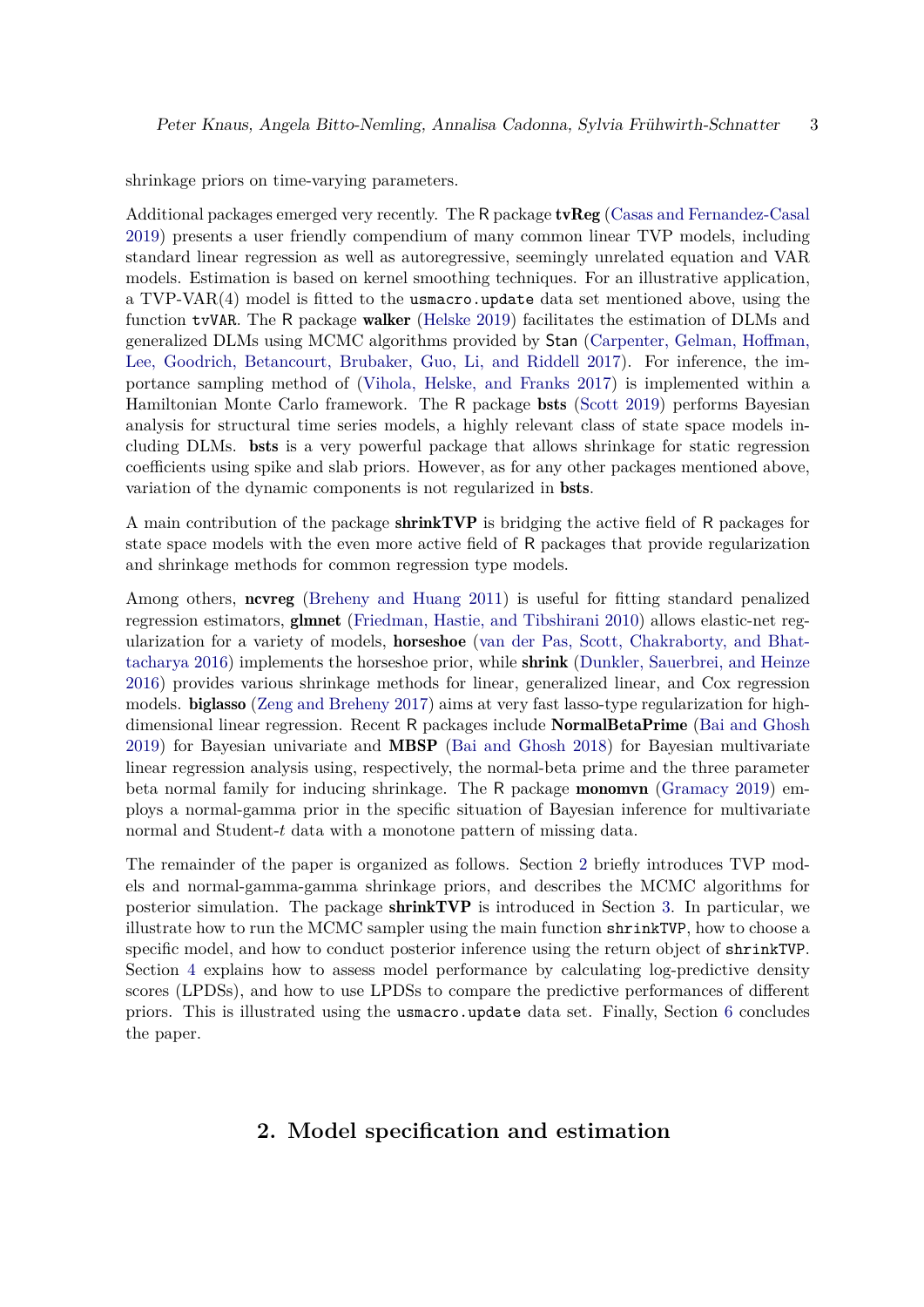shrinkage priors on time-varying parameters.

Additional packages emerged very recently. The R package **tvReg** (Casas and Fernandez-Casal 2019) presents a user friendly compendium of many common linear TVP models, including standard linear regression as well as autoregressive, seemingly unrelated equation and VAR models. Estimation is based on kernel smoothing techniques. For an illustrative application, a TVP-VAR(4) model is fitted to the `usmacro.update` data set mentioned above, using the function `tvVAR`. The R package **walker** (Helske 2019) facilitates the estimation of DLMs and generalized DLMs using MCMC algorithms provided by Stan (Carpenter, Gelman, Hoffman, Lee, Goodrich, Betancourt, Brubaker, Guo, Li, and Riddell 2017). For inference, the importance sampling method of (Vihola, Helske, and Franks 2017) is implemented within a Hamiltonian Monte Carlo framework. The R package **bsts** (Scott 2019) performs Bayesian analysis for structural time series models, a highly relevant class of state space models including DLMs. **bsts** is a very powerful package that allows shrinkage for static regression coefficients using spike and slab priors. However, as for any other packages mentioned above, variation of the dynamic components is not regularized in **bsts**.

A main contribution of the package **shrinkTVP** is bridging the active field of R packages for state space models with the even more active field of R packages that provide regularization and shrinkage methods for common regression type models.

Among others, **ncvreg** (Breheny and Huang 2011) is useful for fitting standard penalized regression estimators, **glmnet** (Friedman, Hastie, and Tibshirani 2010) allows elastic-net regularization for a variety of models, **horseshoe** (van der Pas, Scott, Chakraborty, and Bhattacharya 2016) implements the horseshoe prior, while **shrink** (Dunkler, Sauerbrei, and Heinze 2016) provides various shrinkage methods for linear, generalized linear, and Cox regression models. **biglasso** (Zeng and Breheny 2017) aims at very fast lasso-type regularization for high-dimensional linear regression. Recent R packages include **NormalBetaPrime** (Bai and Ghosh 2019) for Bayesian univariate and **MBSP** (Bai and Ghosh 2018) for Bayesian multivariate linear regression analysis using, respectively, the normal-beta prime and the three parameter beta normal family for inducing shrinkage. The R package **monomvn** (Gramacy 2019) employs a normal-gamma prior in the specific situation of Bayesian inference for multivariate normal and Student-$t$ data with a monotone pattern of missing data.

The remainder of the paper is organized as follows. Section 2 briefly introduces TVP models and normal-gamma-gamma shrinkage priors, and describes the MCMC algorithms for posterior simulation. The package **shrinkTVP** is introduced in Section 3. In particular, we illustrate how to run the MCMC sampler using the main function `shrinkTVP`, how to choose a specific model, and how to conduct posterior inference using the return object of `shrinkTVP`. Section 4 explains how to assess model performance by calculating log-predictive density scores (LPDSs), and how to use LPDSs to compare the predictive performances of different priors. This is illustrated using the `usmacro.update` data set. Finally, Section 6 concludes the paper.

## 2. Model specification and estimation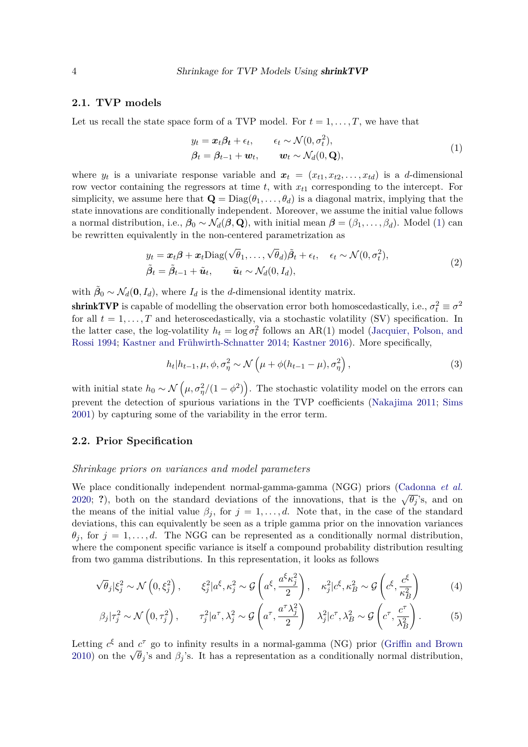### 2.1. TVP models

Let us recall the state space form of a TVP model. For $t = 1, \dots, T$, we have that

$$
\begin{aligned}
y_t &= \boldsymbol{x}_t \boldsymbol{\beta_t} + \epsilon_t, \qquad \epsilon_t \sim \mathcal{N}(0, \sigma_t^2), \\
\boldsymbol{\beta}_t &= \boldsymbol{\beta}_{t-1} + \boldsymbol{w}_t, \qquad \boldsymbol{w}_t \sim \mathcal{N}_d(0, \mathbf{Q}),
\end{aligned}
\tag{1}
$$

where $y_t$ is a univariate response variable and $\boldsymbol{x}_t = (x_{t1}, x_{t2}, \dots, x_{td})$ is a $d$-dimensional row vector containing the regressors at time $t$, with $x_{t1}$ corresponding to the intercept. For simplicity, we assume here that $\mathbf{Q} = \text{Diag}(\theta_1, \dots, \theta_d)$ is a diagonal matrix, implying that the state innovations are conditionally independent. Moreover, we assume the initial value follows a normal distribution, i.e., $\boldsymbol{\beta}_0 \sim \mathcal{N}_d(\boldsymbol{\beta}, \mathbf{Q})$, with initial mean $\boldsymbol{\beta} = (\beta_1, \dots, \beta_d)$. Model (1) can be rewritten equivalently in the non-centered parametrization as

$$
\begin{aligned}
y_t &= \boldsymbol{x}_t \boldsymbol{\beta} + \boldsymbol{x}_t \text{Diag}(\sqrt{\theta}_1, \dots, \sqrt{\theta}_d) \tilde{\boldsymbol{\beta}}_t + \epsilon_t, \quad \epsilon_t \sim \mathcal{N}(0, \sigma_t^2), \\
\tilde{\boldsymbol{\beta}}_t &= \tilde{\boldsymbol{\beta}}_{t-1} + \tilde{\boldsymbol{u}}_t, \qquad \tilde{\boldsymbol{u}}_t \sim \mathcal{N}_d(0, I_d),
\end{aligned}
\tag{2}
$$

with $\tilde{\boldsymbol{\beta}}_0 \sim \mathcal{N}_d(\mathbf{0}, I_d)$, where $I_d$ is the $d$-dimensional identity matrix.

**shrinkTVP** is capable of modelling the observation error both homoscedastically, i.e., $\sigma_t^2 \equiv \sigma^2$ for all $t = 1, \dots, T$ and heteroscedastically, via a stochastic volatility (SV) specification. In the latter case, the log-volatility $h_t = \log \sigma_t^2$ follows an AR(1) model (Jacquier, Polson, and Rossi 1994; Kastner and Frühwirth-Schnatter 2014; Kastner 2016). More specifically,

$$
h_t | h_{t-1}, \mu, \phi, \sigma_\eta^2 \sim \mathcal{N}\left(\mu + \phi(h_{t-1} - \mu), \sigma_\eta^2\right),
\tag{3}
$$

with initial state $h_0 \sim \mathcal{N}\left(\mu, \sigma_\eta^2/(1 - \phi^2)\right)$. The stochastic volatility model on the errors can prevent the detection of spurious variations in the TVP coefficients (Nakajima 2011; Sims 2001) by capturing some of the variability in the error term.

### 2.2. Prior Specification

*Shrinkage priors on variances and model parameters*

We place conditionally independent normal-gamma-gamma (NGG) priors (Cadonna *et al.* 2020; **?**), both on the standard deviations of the innovations, that is the $\sqrt{\theta_j}$'s, and on the means of the initial value $\beta_j$, for $j = 1, \dots, d$. Note that, in the case of the standard deviations, this can equivalently be seen as a triple gamma prior on the innovation variances $\theta_j$, for $j = 1, \dots, d$. The NGG can be represented as a conditionally normal distribution, where the component specific variance is itself a compound probability distribution resulting from two gamma distributions. In this representation, it looks as follows

$$
\sqrt{\theta}_j | \xi_j^2 \sim \mathcal{N}\left(0, \xi_j^2\right), \qquad \xi_j^2 | a^\xi, \kappa_j^2 \sim \mathcal{G}\left(a^\xi, \frac{a^\xi \kappa_j^2}{2}\right), \quad \kappa_j^2 | c^\xi, \kappa_B^2 \sim \mathcal{G}\left(c^\xi, \frac{c^\xi}{\kappa_B^2}\right)
\tag{4}
$$

$$
\beta_j | \tau_j^2 \sim \mathcal{N}\left(0, \tau_j^2\right), \qquad \tau_j^2 | a^\tau, \lambda_j^2 \sim \mathcal{G}\left(a^\tau, \frac{a^\tau \lambda_j^2}{2}\right) \quad \lambda_j^2 | c^\tau, \lambda_B^2 \sim \mathcal{G}\left(c^\tau, \frac{c^\tau}{\lambda_B^2}\right).
\tag{5}
$$

Letting $c^\xi$ and $c^\tau$ go to infinity results in a normal-gamma (NG) prior (Griffin and Brown 2010) on the $\sqrt{\theta}_j$'s and $\beta_j$'s. It has a representation as a conditionally normal distribution,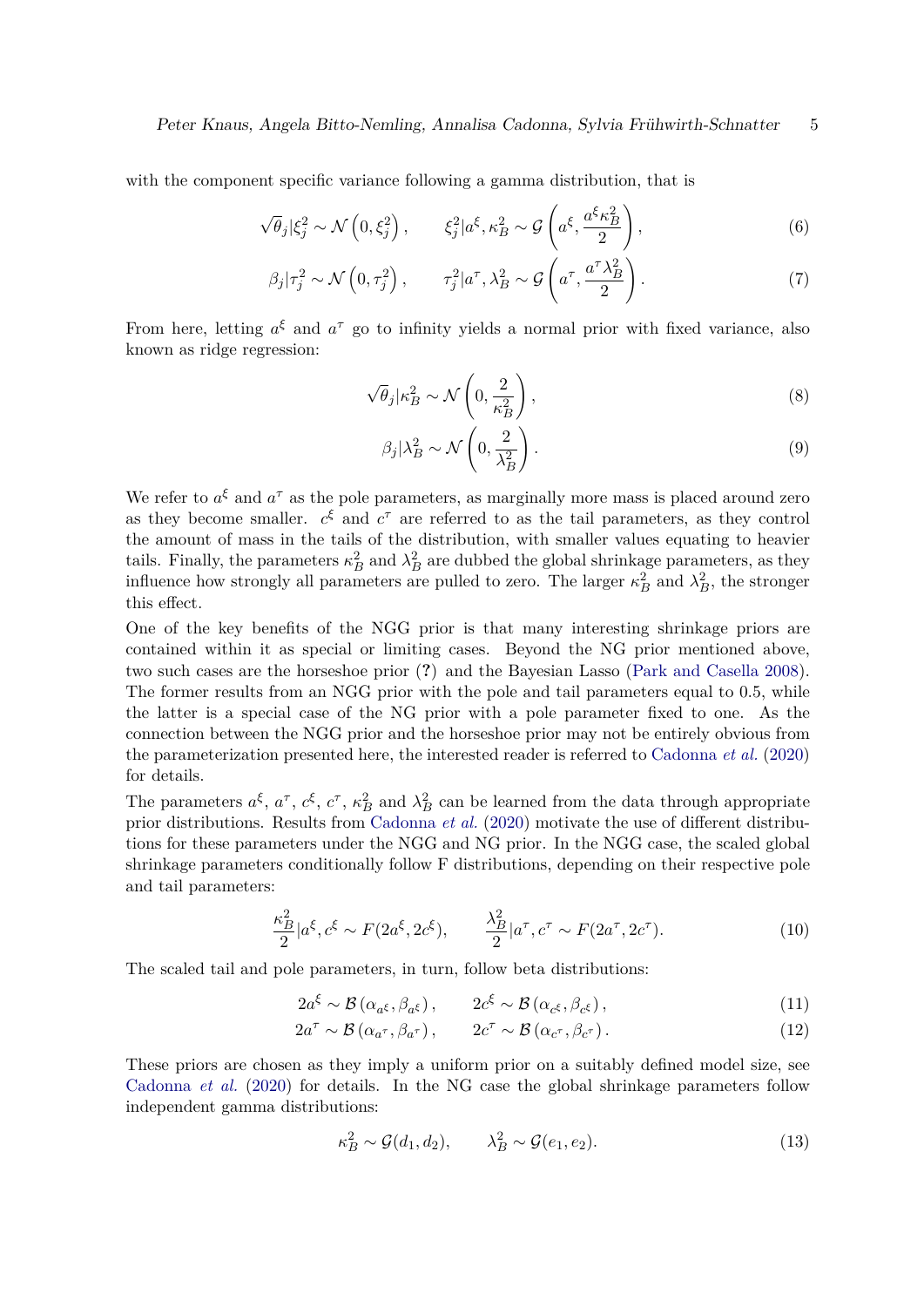with the component specific variance following a gamma distribution, that is

$$\sqrt{\theta}_j|\xi_j^2 \sim \mathcal{N}\left(0, \xi_j^2\right), \qquad \xi_j^2|a^\xi, \kappa_B^2 \sim \mathcal{G}\left(a^\xi, \frac{a^\xi \kappa_B^2}{2}\right), \tag{6}$$

$$\beta_j|\tau_j^2 \sim \mathcal{N}\left(0, \tau_j^2\right), \qquad \tau_j^2|a^\tau, \lambda_B^2 \sim \mathcal{G}\left(a^\tau, \frac{a^\tau \lambda_B^2}{2}\right). \tag{7}$$

From here, letting $a^\xi$ and $a^\tau$ go to infinity yields a normal prior with fixed variance, also known as ridge regression:

$$\sqrt{\theta}_j|\kappa_B^2 \sim \mathcal{N}\left(0, \frac{2}{\kappa_B^2}\right), \tag{8}$$

$$\beta_j|\lambda_B^2 \sim \mathcal{N}\left(0, \frac{2}{\lambda_B^2}\right). \tag{9}$$

We refer to $a^\xi$ and $a^\tau$ as the pole parameters, as marginally more mass is placed around zero as they become smaller. $c^\xi$ and $c^\tau$ are referred to as the tail parameters, as they control the amount of mass in the tails of the distribution, with smaller values equating to heavier tails. Finally, the parameters $\kappa_B^2$ and $\lambda_B^2$ are dubbed the global shrinkage parameters, as they influence how strongly all parameters are pulled to zero. The larger $\kappa_B^2$ and $\lambda_B^2$, the stronger this effect.

One of the key benefits of the NGG prior is that many interesting shrinkage priors are contained within it as special or limiting cases. Beyond the NG prior mentioned above, two such cases are the horseshoe prior (?) and the Bayesian Lasso (Park and Casella 2008). The former results from an NGG prior with the pole and tail parameters equal to 0.5, while the latter is a special case of the NG prior with a pole parameter fixed to one. As the connection between the NGG prior and the horseshoe prior may not be entirely obvious from the parameterization presented here, the interested reader is referred to Cadonna *et al.* (2020) for details.

The parameters $a^\xi$, $a^\tau$, $c^\xi$, $c^\tau$, $\kappa_B^2$ and $\lambda_B^2$ can be learned from the data through appropriate prior distributions. Results from Cadonna *et al.* (2020) motivate the use of different distributions for these parameters under the NGG and NG prior. In the NGG case, the scaled global shrinkage parameters conditionally follow F distributions, depending on their respective pole and tail parameters:

$$\frac{\kappa_B^2}{2}|a^\xi, c^\xi \sim F(2a^\xi, 2c^\xi), \qquad \frac{\lambda_B^2}{2}|a^\tau, c^\tau \sim F(2a^\tau, 2c^\tau). \tag{10}$$

The scaled tail and pole parameters, in turn, follow beta distributions:

$$2a^\xi \sim \mathcal{B}\left(\alpha_{a^\xi}, \beta_{a^\xi}\right), \qquad 2c^\xi \sim \mathcal{B}\left(\alpha_{c^\xi}, \beta_{c^\xi}\right), \tag{11}$$

$$2a^\tau \sim \mathcal{B}\left(\alpha_{a^\tau}, \beta_{a^\tau}\right), \qquad 2c^\tau \sim \mathcal{B}\left(\alpha_{c^\tau}, \beta_{c^\tau}\right). \tag{12}$$

These priors are chosen as they imply a uniform prior on a suitably defined model size, see Cadonna *et al.* (2020) for details. In the NG case the global shrinkage parameters follow independent gamma distributions:

$$\kappa_B^2 \sim \mathcal{G}(d_1, d_2), \qquad \lambda_B^2 \sim \mathcal{G}(e_1, e_2). \tag{13}$$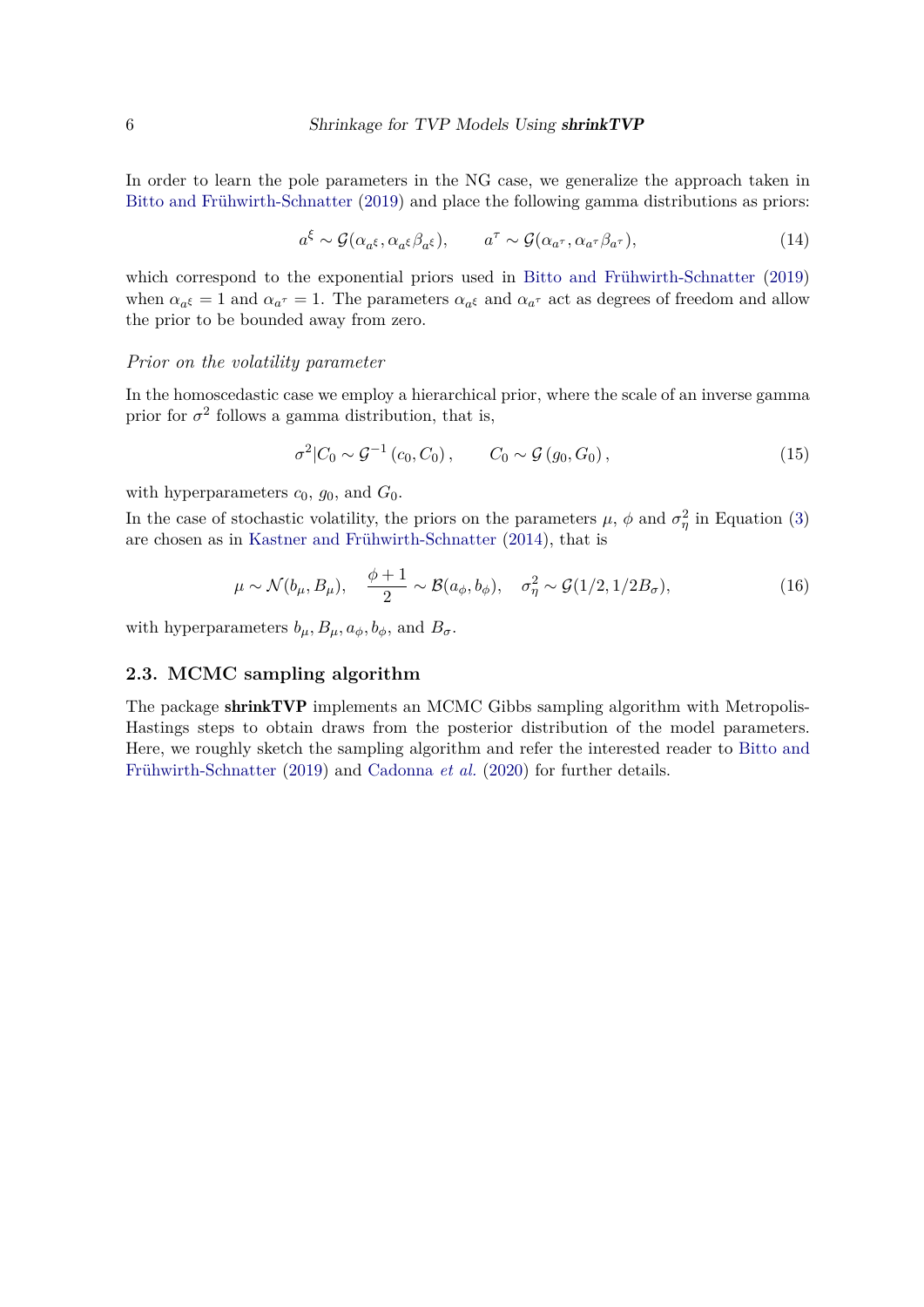In order to learn the pole parameters in the NG case, we generalize the approach taken in Bitto and Frühwirth-Schnatter (2019) and place the following gamma distributions as priors:

$$a^{\xi} \sim \mathcal{G}(\alpha_{a^{\xi}}, \alpha_{a^{\xi}} \beta_{a^{\xi}}), \qquad a^{\tau} \sim \mathcal{G}(\alpha_{a^{\tau}}, \alpha_{a^{\tau}} \beta_{a^{\tau}}), \tag{14}$$

which correspond to the exponential priors used in Bitto and Frühwirth-Schnatter (2019) when $\alpha_{a^{\xi}} = 1$ and $\alpha_{a^{\tau}} = 1$. The parameters $\alpha_{a^{\xi}}$ and $\alpha_{a^{\tau}}$ act as degrees of freedom and allow the prior to be bounded away from zero.

*Prior on the volatility parameter*

In the homoscedastic case we employ a hierarchical prior, where the scale of an inverse gamma prior for $\sigma^2$ follows a gamma distribution, that is,

$$\sigma^2 | C_0 \sim \mathcal{G}^{-1}(c_0, C_0), \qquad C_0 \sim \mathcal{G}(g_0, G_0), \tag{15}$$

with hyperparameters $c_0$, $g_0$, and $G_0$.

In the case of stochastic volatility, the priors on the parameters $\mu$, $\phi$ and $\sigma^2_\eta$ in Equation (3) are chosen as in Kastner and Frühwirth-Schnatter (2014), that is

$$\mu \sim \mathcal{N}(b_\mu, B_\mu), \quad \frac{\phi + 1}{2} \sim \mathcal{B}(a_\phi, b_\phi), \quad \sigma^2_\eta \sim \mathcal{G}(1/2, 1/2B_\sigma), \tag{16}$$

with hyperparameters $b_\mu, B_\mu, a_\phi, b_\phi$, and $B_\sigma$.

## 2.3. MCMC sampling algorithm

The package **shrinkTVP** implements an MCMC Gibbs sampling algorithm with Metropolis-Hastings steps to obtain draws from the posterior distribution of the model parameters. Here, we roughly sketch the sampling algorithm and refer the interested reader to Bitto and Frühwirth-Schnatter (2019) and Cadonna *et al.* (2020) for further details.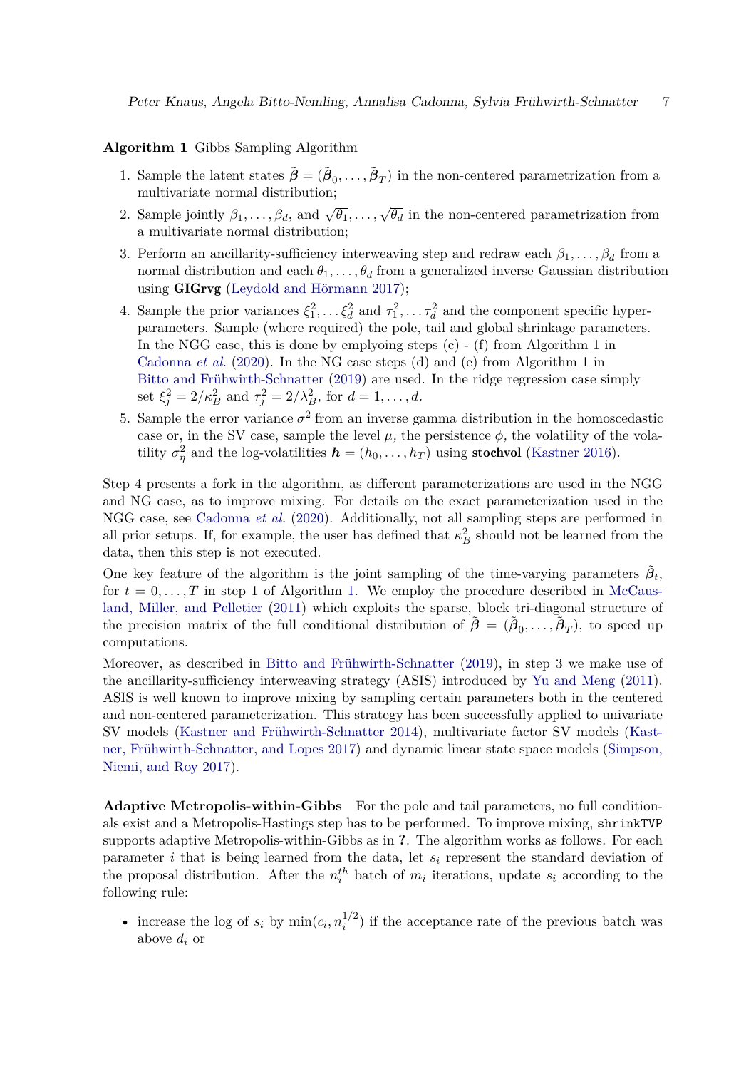**Algorithm 1** Gibbs Sampling Algorithm

1. Sample the latent states $\tilde{\boldsymbol{\beta}} = (\tilde{\boldsymbol{\beta}}_0, \ldots, \tilde{\boldsymbol{\beta}}_T)$ in the non-centered parametrization from a multivariate normal distribution;
2. Sample jointly $\beta_1, \ldots, \beta_d$, and $\sqrt{\theta_1}, \ldots, \sqrt{\theta_d}$ in the non-centered parametrization from a multivariate normal distribution;
3. Perform an ancillarity-sufficiency interweaving step and redraw each $\beta_1, \ldots, \beta_d$ from a normal distribution and each $\theta_1, \ldots, \theta_d$ from a generalized inverse Gaussian distribution using **GIGrvg** (Leydold and Hörmann 2017);
4. Sample the prior variances $\xi_1^2, \ldots \xi_d^2$ and $\tau_1^2, \ldots \tau_d^2$ and the component specific hyper-parameters. Sample (where required) the pole, tail and global shrinkage parameters. In the NGG case, this is done by emplyoing steps (c) - (f) from Algorithm 1 in Cadonna *et al.* (2020). In the NG case steps (d) and (e) from Algorithm 1 in Bitto and Frühwirth-Schnatter (2019) are used. In the ridge regression case simply set $\xi_j^2 = 2/\kappa_B^2$ and $\tau_j^2 = 2/\lambda_B^2$, for $d = 1, \ldots, d$.
5. Sample the error variance $\sigma^2$ from an inverse gamma distribution in the homoscedastic case or, in the SV case, sample the level $\mu$, the persistence $\phi$, the volatility of the volatility $\sigma_\eta^2$ and the log-volatilities $\boldsymbol{h} = (h_0, \ldots, h_T)$ using **stochvol** (Kastner 2016).

Step 4 presents a fork in the algorithm, as different parameterizations are used in the NGG and NG case, as to improve mixing. For details on the exact parameterization used in the NGG case, see Cadonna *et al.* (2020). Additionally, not all sampling steps are performed in all prior setups. If, for example, the user has defined that $\kappa_B^2$ should not be learned from the data, then this step is not executed.

One key feature of the algorithm is the joint sampling of the time-varying parameters $\tilde{\boldsymbol{\beta}}_t$, for $t = 0, \ldots, T$ in step 1 of Algorithm 1. We employ the procedure described in McCausland, Miller, and Pelletier (2011) which exploits the sparse, block tri-diagonal structure of the precision matrix of the full conditional distribution of $\tilde{\boldsymbol{\beta}} = (\tilde{\boldsymbol{\beta}}_0, \ldots, \tilde{\boldsymbol{\beta}}_T)$, to speed up computations.

Moreover, as described in Bitto and Frühwirth-Schnatter (2019), in step 3 we make use of the ancillarity-sufficiency interweaving strategy (ASIS) introduced by Yu and Meng (2011). ASIS is well known to improve mixing by sampling certain parameters both in the centered and non-centered parameterization. This strategy has been successfully applied to univariate SV models (Kastner and Frühwirth-Schnatter 2014), multivariate factor SV models (Kastner, Frühwirth-Schnatter, and Lopes 2017) and dynamic linear state space models (Simpson, Niemi, and Roy 2017).

**Adaptive Metropolis-within-Gibbs** For the pole and tail parameters, no full conditionals exist and a Metropolis-Hastings step has to be performed. To improve mixing, `shrinkTVP` supports adaptive Metropolis-within-Gibbs as in **?**. The algorithm works as follows. For each parameter $i$ that is being learned from the data, let $s_i$ represent the standard deviation of the proposal distribution. After the $n_i^{th}$ batch of $m_i$ iterations, update $s_i$ according to the following rule:

- increase the log of $s_i$ by $\min(c_i, n_i^{1/2})$ if the acceptance rate of the previous batch was above $d_i$ or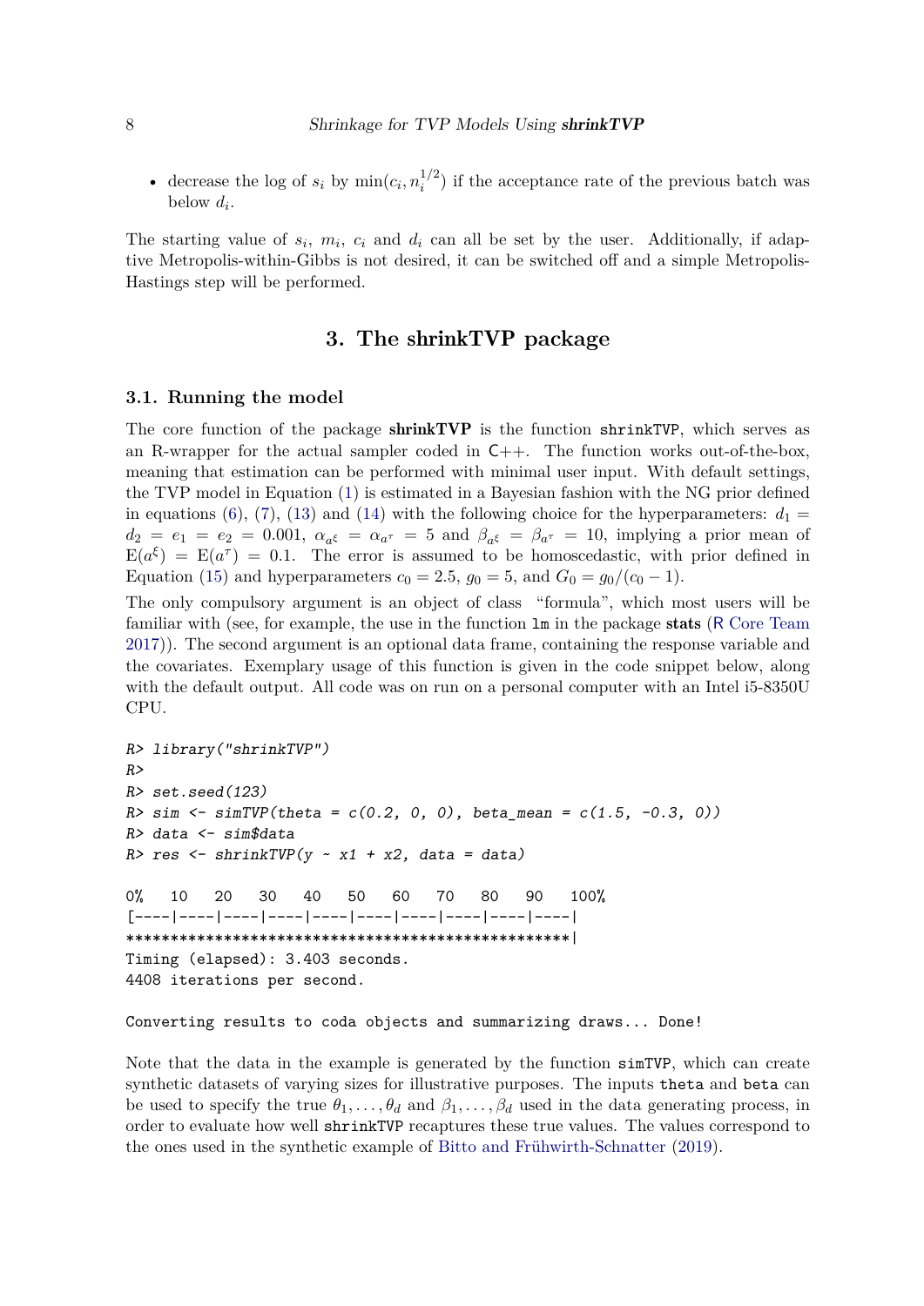- decrease the log of $s_i$ by $\min(c_i, n_i^{1/2})$ if the acceptance rate of the previous batch was below $d_i$.

The starting value of $s_i$, $m_i$, $c_i$ and $d_i$ can all be set by the user. Additionally, if adaptive Metropolis-within-Gibbs is not desired, it can be switched off and a simple Metropolis-Hastings step will be performed.

## 3. The shrinkTVP package

### 3.1. Running the model

The core function of the package **shrinkTVP** is the function `shrinkTVP`, which serves as an R-wrapper for the actual sampler coded in C++. The function works out-of-the-box, meaning that estimation can be performed with minimal user input. With default settings, the TVP model in Equation (1) is estimated in a Bayesian fashion with the NG prior defined in equations (6), (7), (13) and (14) with the following choice for the hyperparameters: $d_1 = d_2 = e_1 = e_2 = 0.001$, $\alpha_{a^\xi} = \alpha_{a^\tau} = 5$ and $\beta_{a^\xi} = \beta_{a^\tau} = 10$, implying a prior mean of $\mathrm{E}(a^\xi) = \mathrm{E}(a^\tau) = 0.1$. The error is assumed to be homoscedastic, with prior defined in Equation (15) and hyperparameters $c_0 = 2.5$, $g_0 = 5$, and $G_0 = g_0/(c_0 - 1)$.

The only compulsory argument is an object of class "formula", which most users will be familiar with (see, for example, the use in the function `lm` in the package **stats** (R Core Team 2017)). The second argument is an optional data frame, containing the response variable and the covariates. Exemplary usage of this function is given in the code snippet below, along with the default output. All code was on run on a personal computer with an Intel i5-8350U CPU.

```
R> library("shrinkTVP")
R>
R> set.seed(123)
R> sim <- simTVP(theta = c(0.2, 0, 0), beta_mean = c(1.5, -0.3, 0))
R> data <- sim$data
R> res <- shrinkTVP(y ~ x1 + x2, data = data)

0%   10   20   30   40   50   60   70   80   90   100%
[----|----|----|----|----|----|----|----|----|----|
**************************************************|
Timing (elapsed): 3.403 seconds.
4408 iterations per second.

Converting results to coda objects and summarizing draws... Done!
```

Note that the data in the example is generated by the function `simTVP`, which can create synthetic datasets of varying sizes for illustrative purposes. The inputs `theta` and `beta` can be used to specify the true $\theta_1, \ldots, \theta_d$ and $\beta_1, \ldots, \beta_d$ used in the data generating process, in order to evaluate how well `shrinkTVP` recaptures these true values. The values correspond to the ones used in the synthetic example of Bitto and Frühwirth-Schnatter (2019).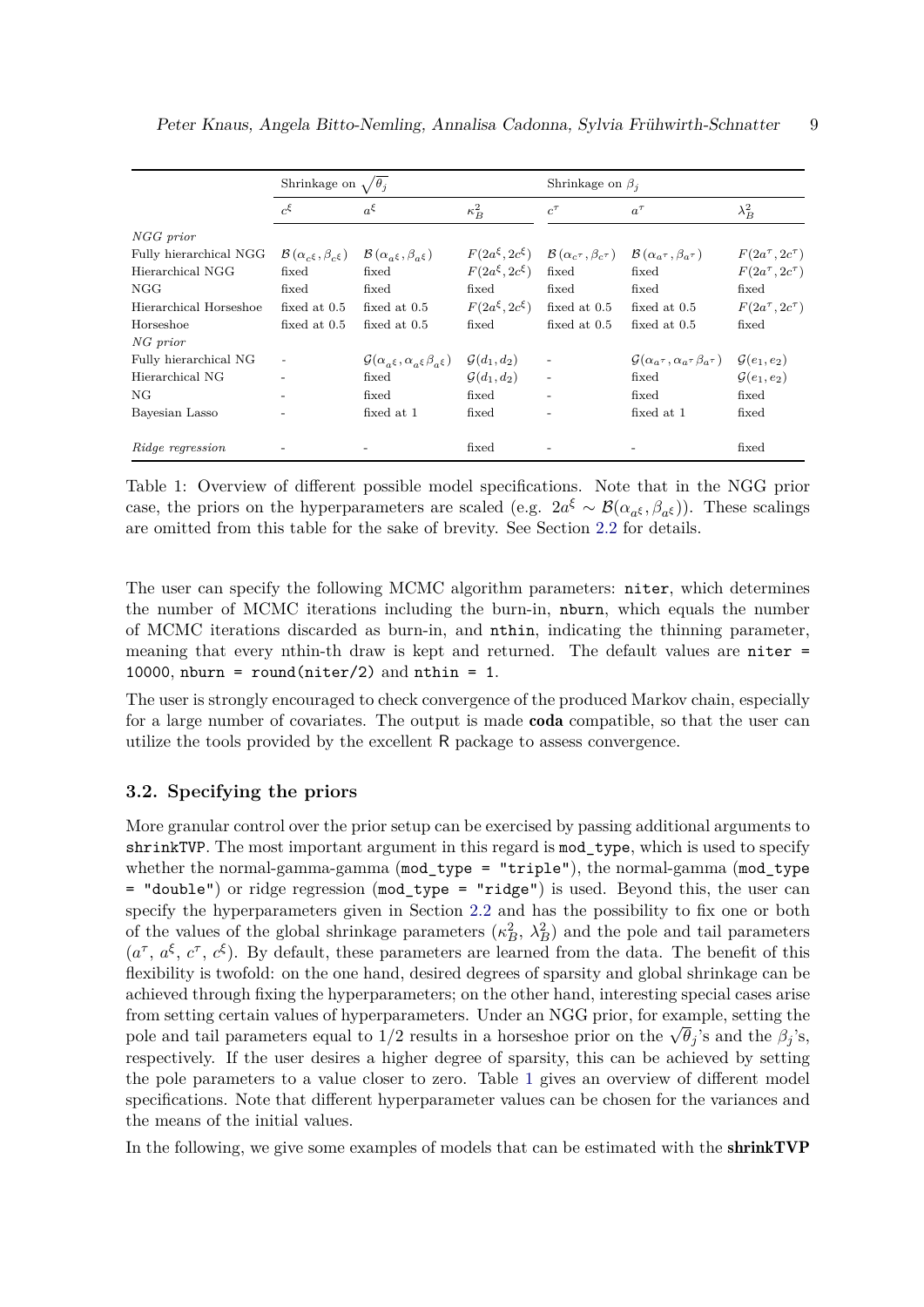| | Shrinkage on $\sqrt{\theta_j}$ | | | Shrinkage on $\beta_j$ | | |
|---|---|---|---|---|---|---|
| | $c^\xi$ | $a^\xi$ | $\kappa_B^2$ | $c^\tau$ | $a^\tau$ | $\lambda_B^2$ |
| *NGG prior* | | | | | | |
| Fully hierarchical NGG | $\mathcal{B}(\alpha_{c^\xi}, \beta_{c^\xi})$ | $\mathcal{B}(\alpha_{a^\xi}, \beta_{a^\xi})$ | $F(2a^\xi, 2c^\xi)$ | $\mathcal{B}(\alpha_{c^\tau}, \beta_{c^\tau})$ | $\mathcal{B}(\alpha_{a^\tau}, \beta_{a^\tau})$ | $F(2a^\tau, 2c^\tau)$ |
| Hierarchical NGG | fixed | fixed | $F(2a^\xi, 2c^\xi)$ | fixed | fixed | $F(2a^\tau, 2c^\tau)$ |
| NGG | fixed | fixed | fixed | fixed | fixed | fixed |
| Hierarchical Horseshoe | fixed at 0.5 | fixed at 0.5 | $F(2a^\xi, 2c^\xi)$ | fixed at 0.5 | fixed at 0.5 | $F(2a^\tau, 2c^\tau)$ |
| Horseshoe | fixed at 0.5 | fixed at 0.5 | fixed | fixed at 0.5 | fixed at 0.5 | fixed |
| *NG prior* | | | | | | |
| Fully hierarchical NG | - | $\mathcal{G}(\alpha_{a^\xi}, \alpha_{a^\xi}\beta_{a^\xi})$ | $\mathcal{G}(d_1, d_2)$ | - | $\mathcal{G}(\alpha_{a^\tau}, \alpha_{a^\tau}\beta_{a^\tau})$ | $\mathcal{G}(e_1, e_2)$ |
| Hierarchical NG | - | fixed | $\mathcal{G}(d_1, d_2)$ | - | fixed | $\mathcal{G}(e_1, e_2)$ |
| NG | - | fixed | fixed | - | fixed | fixed |
| Bayesian Lasso | - | fixed at 1 | fixed | - | fixed at 1 | fixed |
| *Ridge regression* | - | - | fixed | - | - | fixed |

Table 1: Overview of different possible model specifications. Note that in the NGG prior case, the priors on the hyperparameters are scaled (e.g. $2a^\xi \sim \mathcal{B}(\alpha_{a^\xi}, \beta_{a^\xi})$). These scalings are omitted from this table for the sake of brevity. See Section 2.2 for details.

The user can specify the following MCMC algorithm parameters: `niter`, which determines the number of MCMC iterations including the burn-in, `nburn`, which equals the number of MCMC iterations discarded as burn-in, and `nthin`, indicating the thinning parameter, meaning that every nthin-th draw is kept and returned. The default values are `niter = 10000`, `nburn = round(niter/2)` and `nthin = 1`.

The user is strongly encouraged to check convergence of the produced Markov chain, especially for a large number of covariates. The output is made **coda** compatible, so that the user can utilize the tools provided by the excellent R package to assess convergence.

### 3.2. Specifying the priors

More granular control over the prior setup can be exercised by passing additional arguments to `shrinkTVP`. The most important argument in this regard is `mod_type`, which is used to specify whether the normal-gamma-gamma (`mod_type = "triple"`), the normal-gamma (`mod_type = "double"`) or ridge regression (`mod_type = "ridge"`) is used. Beyond this, the user can specify the hyperparameters given in Section 2.2 and has the possibility to fix one or both of the values of the global shrinkage parameters ($\kappa_B^2$, $\lambda_B^2$) and the pole and tail parameters ($a^\tau$, $a^\xi$, $c^\tau$, $c^\xi$). By default, these parameters are learned from the data. The benefit of this flexibility is twofold: on the one hand, desired degrees of sparsity and global shrinkage can be achieved through fixing the hyperparameters; on the other hand, interesting special cases arise from setting certain values of hyperparameters. Under an NGG prior, for example, setting the pole and tail parameters equal to $1/2$ results in a horseshoe prior on the $\sqrt{\theta}_j$'s and the $\beta_j$'s, respectively. If the user desires a higher degree of sparsity, this can be achieved by setting the pole parameters to a value closer to zero. Table 1 gives an overview of different model specifications. Note that different hyperparameter values can be chosen for the variances and the means of the initial values.

In the following, we give some examples of models that can be estimated with the **shrinkTVP**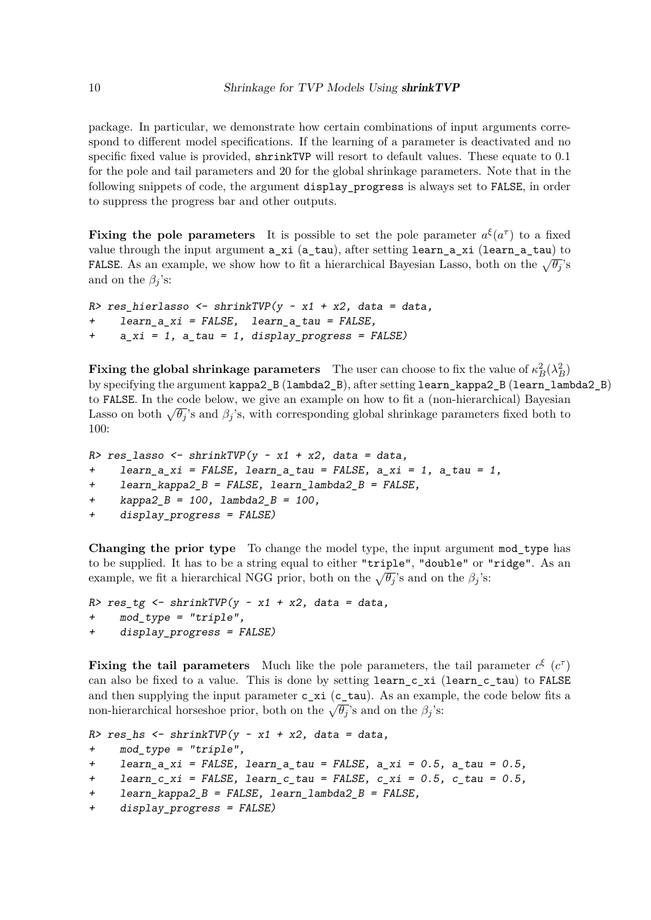package. In particular, we demonstrate how certain combinations of input arguments correspond to different model specifications. If the learning of a parameter is deactivated and no specific fixed value is provided, shrinkTVP will resort to default values. These equate to 0.1 for the pole and tail parameters and 20 for the global shrinkage parameters. Note that in the following snippets of code, the argument display_progress is always set to FALSE, in order to suppress the progress bar and other outputs.

**Fixing the pole parameters** It is possible to set the pole parameter $a^\xi (a^\tau)$ to a fixed value through the input argument a_xi (a_tau), after setting learn_a_xi (learn_a_tau) to FALSE. As an example, we show how to fit a hierarchical Bayesian Lasso, both on the $\sqrt{\theta_j}$'s and on the $\beta_j$'s:

```
R> res_hierlasso <- shrinkTVP(y ~ x1 + x2, data = data,
+     learn_a_xi = FALSE,  learn_a_tau = FALSE,
+     a_xi = 1, a_tau = 1, display_progress = FALSE)
```

**Fixing the global shrinkage parameters** The user can choose to fix the value of $\kappa_B^2 (\lambda_B^2)$ by specifying the argument kappa2_B (lambda2_B), after setting learn_kappa2_B (learn_lambda2_B) to FALSE. In the code below, we give an example on how to fit a (non-hierarchical) Bayesian Lasso on both $\sqrt{\theta_j}$'s and $\beta_j$'s, with corresponding global shrinkage parameters fixed both to 100:

```
R> res_lasso <- shrinkTVP(y ~ x1 + x2, data = data,
+     learn_a_xi = FALSE, learn_a_tau = FALSE, a_xi = 1, a_tau = 1,
+     learn_kappa2_B = FALSE, learn_lambda2_B = FALSE,
+     kappa2_B = 100, lambda2_B = 100,
+     display_progress = FALSE)
```

**Changing the prior type** To change the model type, the input argument mod_type has to be supplied. It has to be a string equal to either "triple", "double" or "ridge". As an example, we fit a hierarchical NGG prior, both on the $\sqrt{\theta_j}$'s and on the $\beta_j$'s:

```
R> res_tg <- shrinkTVP(y ~ x1 + x2, data = data,
+     mod_type = "triple",
+     display_progress = FALSE)
```

**Fixing the tail parameters** Much like the pole parameters, the tail parameter $c^\xi$ $(c^\tau)$ can also be fixed to a value. This is done by setting learn_c_xi (learn_c_tau) to FALSE and then supplying the input parameter c_xi (c_tau). As an example, the code below fits a non-hierarchical horseshoe prior, both on the $\sqrt{\theta_j}$'s and on the $\beta_j$'s:

```
R> res_hs <- shrinkTVP(y ~ x1 + x2, data = data,
+     mod_type = "triple",
+     learn_a_xi = FALSE, learn_a_tau = FALSE, a_xi = 0.5, a_tau = 0.5,
+     learn_c_xi = FALSE, learn_c_tau = FALSE, c_xi = 0.5, c_tau = 0.5,
+     learn_kappa2_B = FALSE, learn_lambda2_B = FALSE,
+     display_progress = FALSE)
```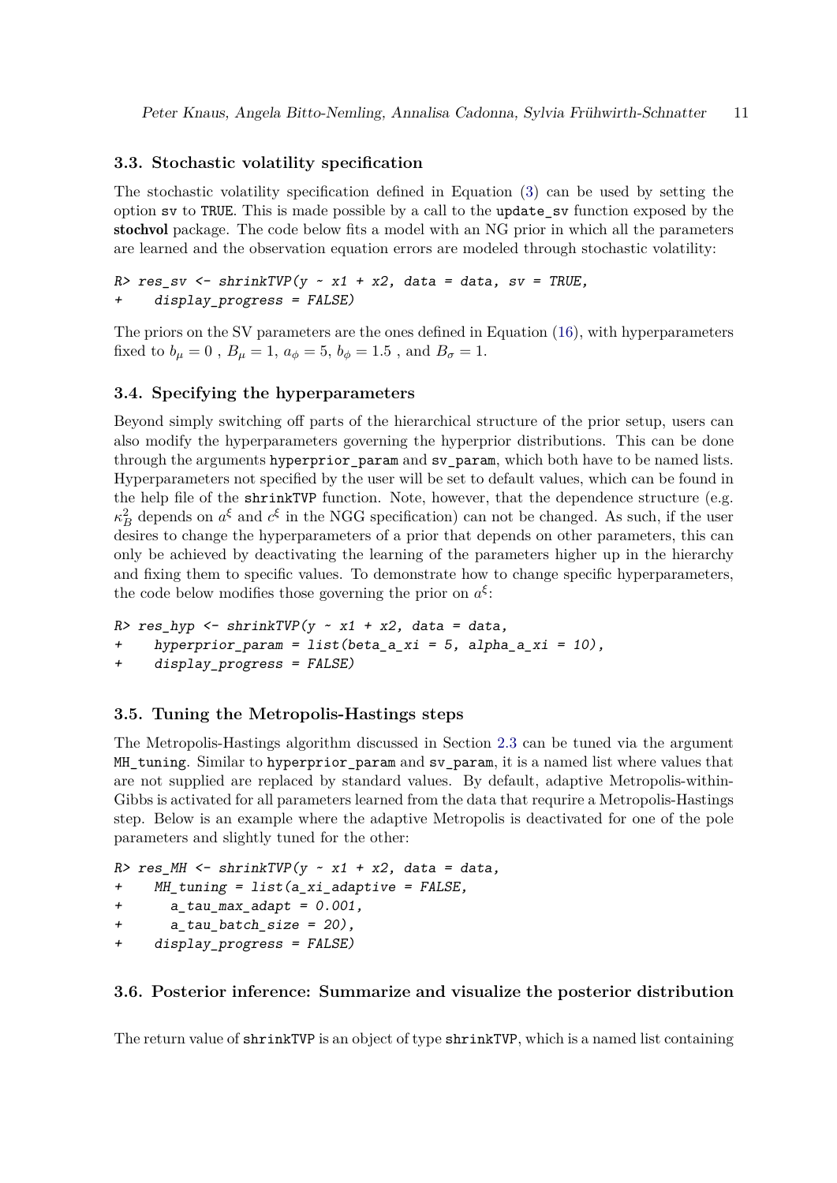### 3.3. Stochastic volatility specification

The stochastic volatility specification defined in Equation (3) can be used by setting the option sv to TRUE. This is made possible by a call to the update_sv function exposed by the **stochvol** package. The code below fits a model with an NG prior in which all the parameters are learned and the observation equation errors are modeled through stochastic volatility:

```
R> res_sv <- shrinkTVP(y ~ x1 + x2, data = data, sv = TRUE,
+    display_progress = FALSE)
```

The priors on the SV parameters are the ones defined in Equation (16), with hyperparameters fixed to $b_\mu = 0$ , $B_\mu = 1$, $a_\phi = 5$, $b_\phi = 1.5$ , and $B_\sigma = 1$.

### 3.4. Specifying the hyperparameters

Beyond simply switching off parts of the hierarchical structure of the prior setup, users can also modify the hyperparameters governing the hyperprior distributions. This can be done through the arguments hyperprior_param and sv_param, which both have to be named lists. Hyperparameters not specified by the user will be set to default values, which can be found in the help file of the shrinkTVP function. Note, however, that the dependence structure (e.g. $\kappa_B^2$ depends on $a^\xi$ and $c^\xi$ in the NGG specification) can not be changed. As such, if the user desires to change the hyperparameters of a prior that depends on other parameters, this can only be achieved by deactivating the learning of the parameters higher up in the hierarchy and fixing them to specific values. To demonstrate how to change specific hyperparameters, the code below modifies those governing the prior on $a^\xi$:

```
R> res_hyp <- shrinkTVP(y ~ x1 + x2, data = data,
+    hyperprior_param = list(beta_a_xi = 5, alpha_a_xi = 10),
+    display_progress = FALSE)
```

### 3.5. Tuning the Metropolis-Hastings steps

The Metropolis-Hastings algorithm discussed in Section 2.3 can be tuned via the argument MH_tuning. Similar to hyperprior_param and sv_param, it is a named list where values that are not supplied are replaced by standard values. By default, adaptive Metropolis-within-Gibbs is activated for all parameters learned from the data that requrire a Metropolis-Hastings step. Below is an example where the adaptive Metropolis is deactivated for one of the pole parameters and slightly tuned for the other:

```
R> res_MH <- shrinkTVP(y ~ x1 + x2, data = data,
+    MH_tuning = list(a_xi_adaptive = FALSE,
+      a_tau_max_adapt = 0.001,
+      a_tau_batch_size = 20),
+    display_progress = FALSE)
```

### 3.6. Posterior inference: Summarize and visualize the posterior distribution

The return value of shrinkTVP is an object of type shrinkTVP, which is a named list containing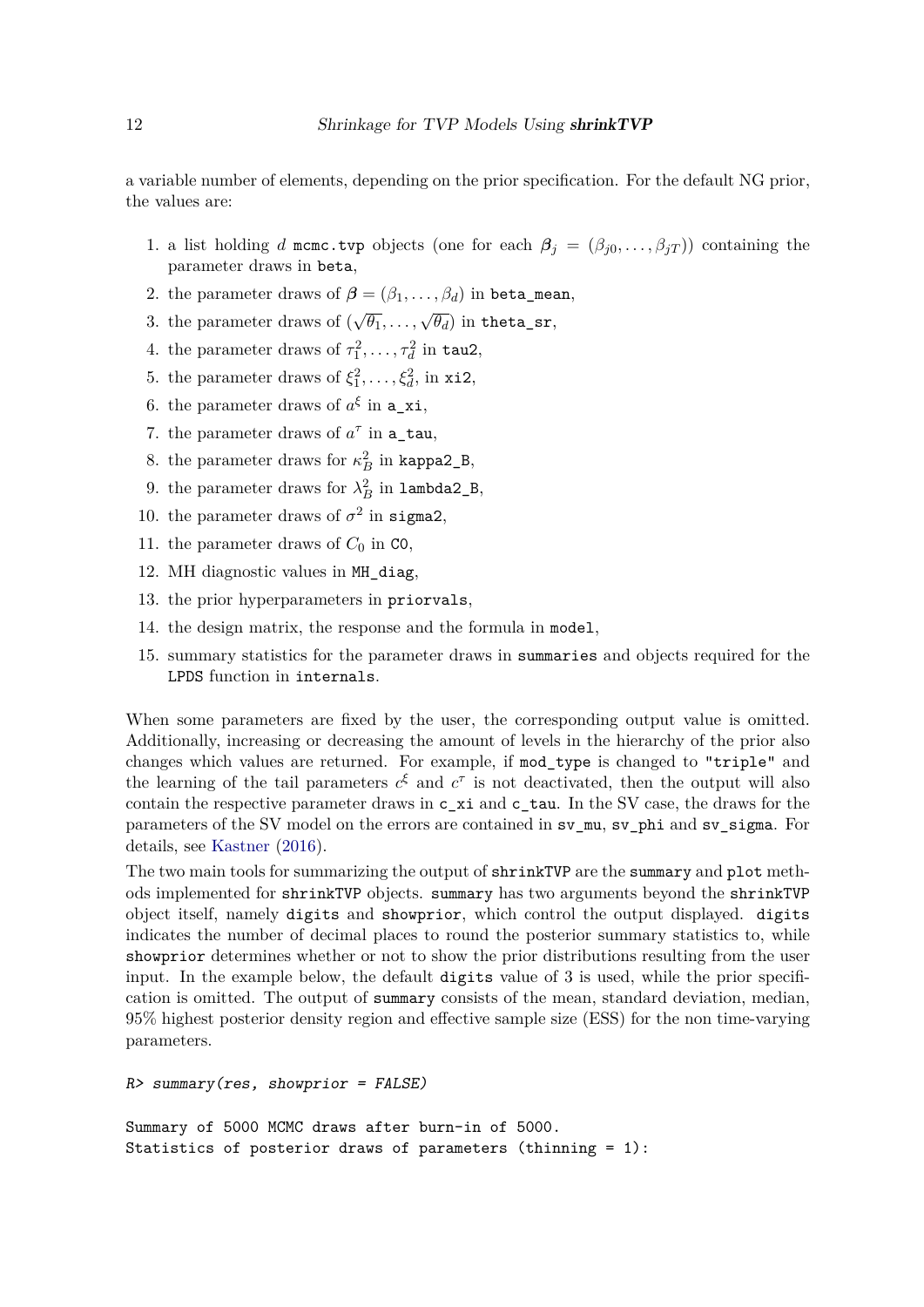a variable number of elements, depending on the prior specification. For the default NG prior, the values are:

1. a list holding $d$ `mcmc.tvp` objects (one for each $\boldsymbol{\beta}_j = (\beta_{j0}, \ldots, \beta_{jT})$) containing the parameter draws in `beta`,
2. the parameter draws of $\boldsymbol{\beta} = (\beta_1, \ldots, \beta_d)$ in `beta_mean`,
3. the parameter draws of $(\sqrt{\theta_1}, \ldots, \sqrt{\theta_d})$ in `theta_sr`,
4. the parameter draws of $\tau_1^2, \ldots, \tau_d^2$ in `tau2`,
5. the parameter draws of $\xi_1^2, \ldots, \xi_d^2$, in `xi2`,
6. the parameter draws of $a^\xi$ in `a_xi`,
7. the parameter draws of $a^\tau$ in `a_tau`,
8. the parameter draws for $\kappa_B^2$ in `kappa2_B`,
9. the parameter draws for $\lambda_B^2$ in `lambda2_B`,
10. the parameter draws of $\sigma^2$ in `sigma2`,
11. the parameter draws of $C_0$ in `C0`,
12. MH diagnostic values in `MH_diag`,
13. the prior hyperparameters in `priorvals`,
14. the design matrix, the response and the formula in `model`,
15. summary statistics for the parameter draws in `summaries` and objects required for the LPDS function in `internals`.

When some parameters are fixed by the user, the corresponding output value is omitted. Additionally, increasing or decreasing the amount of levels in the hierarchy of the prior also changes which values are returned. For example, if `mod_type` is changed to `"triple"` and the learning of the tail parameters $c^\xi$ and $c^\tau$ is not deactivated, then the output will also contain the respective parameter draws in `c_xi` and `c_tau`. In the SV case, the draws for the parameters of the SV model on the errors are contained in `sv_mu`, `sv_phi` and `sv_sigma`. For details, see Kastner (2016).

The two main tools for summarizing the output of `shrinkTVP` are the `summary` and `plot` methods implemented for `shrinkTVP` objects. `summary` has two arguments beyond the `shrinkTVP` object itself, namely `digits` and `showprior`, which control the output displayed. `digits` indicates the number of decimal places to round the posterior summary statistics to, while `showprior` determines whether or not to show the prior distributions resulting from the user input. In the example below, the default `digits` value of 3 is used, while the prior specification is omitted. The output of `summary` consists of the mean, standard deviation, median, 95% highest posterior density region and effective sample size (ESS) for the non time-varying parameters.

```
R> summary(res, showprior = FALSE)

Summary of 5000 MCMC draws after burn-in of 5000.
Statistics of posterior draws of parameters (thinning = 1):
```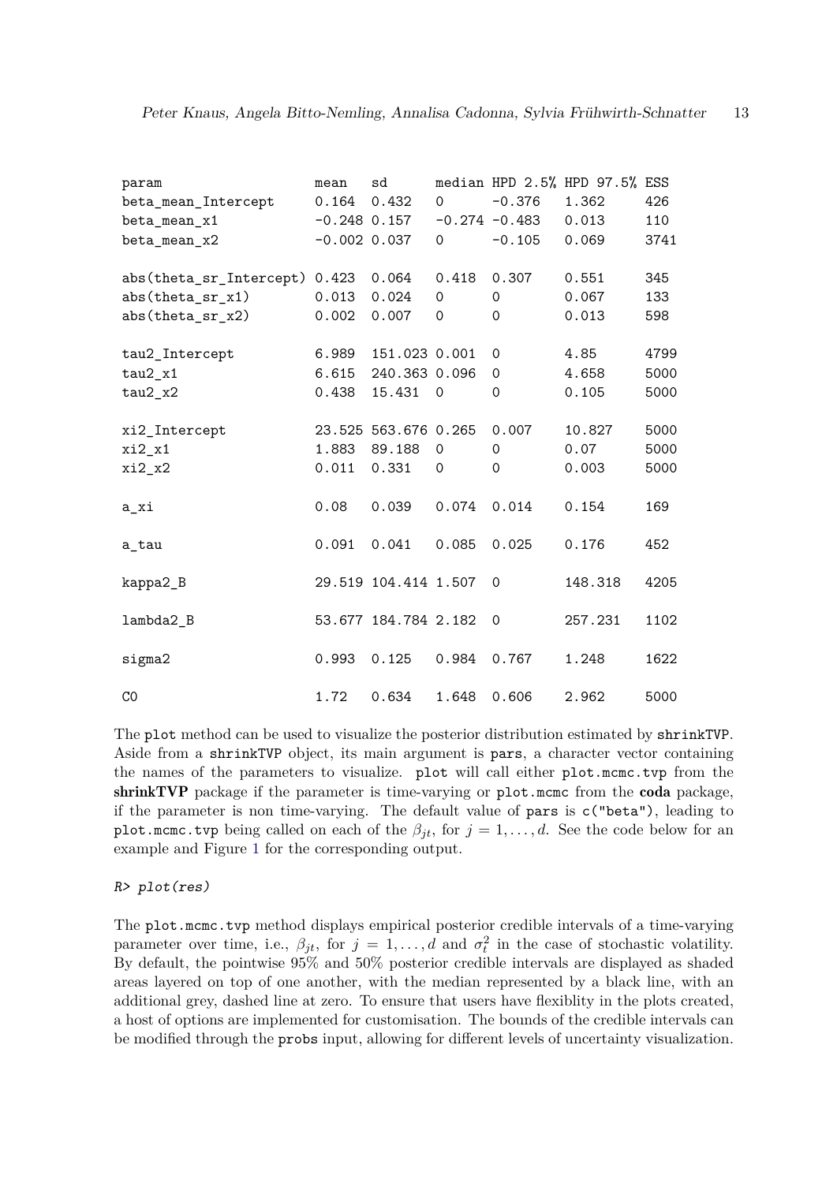```
param                   mean   sd      median HPD 2.5% HPD 97.5% ESS
beta_mean_Intercept     0.164  0.432   0      -0.376   1.362     426
beta_mean_x1            -0.248 0.157   -0.274 -0.483   0.013     110
beta_mean_x2            -0.002 0.037   0      -0.105   0.069     3741

abs(theta_sr_Intercept) 0.423  0.064   0.418  0.307    0.551     345
abs(theta_sr_x1)        0.013  0.024   0      0        0.067     133
abs(theta_sr_x2)        0.002  0.007   0      0        0.013     598

tau2_Intercept          6.989  151.023 0.001  0        4.85      4799
tau2_x1                 6.615  240.363 0.096  0        4.658     5000
tau2_x2                 0.438  15.431  0      0        0.105     5000

xi2_Intercept           23.525 563.676 0.265  0.007    10.827    5000
xi2_x1                  1.883  89.188  0      0        0.07      5000
xi2_x2                  0.011  0.331   0      0        0.003     5000

a_xi                    0.08   0.039   0.074  0.014    0.154     169

a_tau                   0.091  0.041   0.085  0.025    0.176     452

kappa2_B                29.519 104.414 1.507  0        148.318   4205

lambda2_B               53.677 184.784 2.182  0        257.231   1102

sigma2                  0.993  0.125   0.984  0.767    1.248     1622

C0                      1.72   0.634   1.648  0.606    2.962     5000
```

The `plot` method can be used to visualize the posterior distribution estimated by `shrinkTVP`. Aside from a `shrinkTVP` object, its main argument is `pars`, a character vector containing the names of the parameters to visualize. `plot` will call either `plot.mcmc.tvp` from the **shrinkTVP** package if the parameter is time-varying or `plot.mcmc` from the **coda** package, if the parameter is non time-varying. The default value of `pars` is `c("beta")`, leading to `plot.mcmc.tvp` being called on each of the $\beta_{jt}$, for $j = 1, \dots, d$. See the code below for an example and Figure 1 for the corresponding output.

```
R> plot(res)
```

The `plot.mcmc.tvp` method displays empirical posterior credible intervals of a time-varying parameter over time, i.e., $\beta_{jt}$, for $j = 1, \dots, d$ and $\sigma^2_t$ in the case of stochastic volatility. By default, the pointwise 95% and 50% posterior credible intervals are displayed as shaded areas layered on top of one another, with the median represented by a black line, with an additional grey, dashed line at zero. To ensure that users have flexiblity in the plots created, a host of options are implemented for customisation. The bounds of the credible intervals can be modified through the `probs` input, allowing for different levels of uncertainty visualization.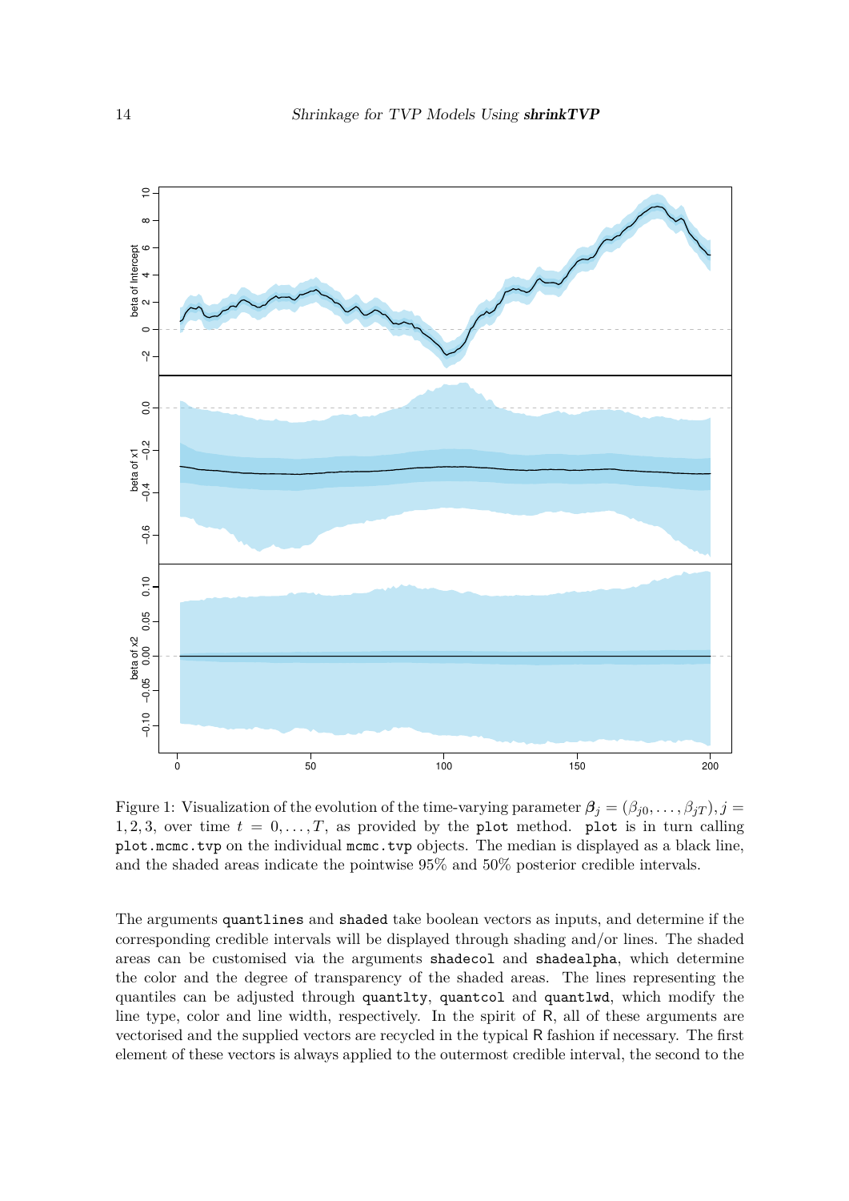Figure 1: Visualization of the evolution of the time-varying parameter $\boldsymbol{\beta}_j = (\beta_{j0}, \ldots, \beta_{jT}), j = 1, 2, 3$, over time $t = 0, \ldots, T$, as provided by the `plot` method. `plot` is in turn calling `plot.mcmc.tvp` on the individual `mcmc.tvp` objects. The median is displayed as a black line, and the shaded areas indicate the pointwise 95% and 50% posterior credible intervals.

The arguments `quantlines` and `shaded` take boolean vectors as inputs, and determine if the corresponding credible intervals will be displayed through shading and/or lines. The shaded areas can be customised via the arguments `shadecol` and `shadealpha`, which determine the color and the degree of transparency of the shaded areas. The lines representing the quantiles can be adjusted through `quantlty`, `quantcol` and `quantlwd`, which modify the line type, color and line width, respectively. In the spirit of R, all of these arguments are vectorised and the supplied vectors are recycled in the typical R fashion if necessary. The first element of these vectors is always applied to the outermost credible interval, the second to the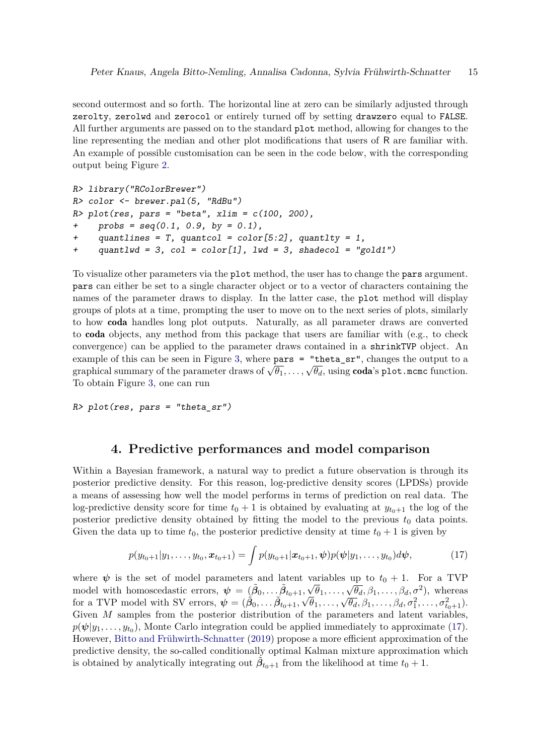second outermost and so forth. The horizontal line at zero can be similarly adjusted through `zerolty`, `zerolwd` and `zerocol` or entirely turned off by setting `drawzero` equal to `FALSE`. All further arguments are passed on to the standard `plot` method, allowing for changes to the line representing the median and other plot modifications that users of R are familiar with. An example of possible customisation can be seen in the code below, with the corresponding output being Figure 2.

```
R> library("RColorBrewer")
R> color <- brewer.pal(5, "RdBu")
R> plot(res, pars = "beta", xlim = c(100, 200),
+     probs = seq(0.1, 0.9, by = 0.1),
+     quantlines = T, quantcol = color[5:2], quantlty = 1,
+     quantlwd = 3, col = color[1], lwd = 3, shadecol = "gold1")
```

To visualize other parameters via the `plot` method, the user has to change the `pars` argument. `pars` can either be set to a single character object or to a vector of characters containing the names of the parameter draws to display. In the latter case, the `plot` method will display groups of plots at a time, prompting the user to move on to the next series of plots, similarly to how **coda** handles long plot outputs. Naturally, as all parameter draws are converted to **coda** objects, any method from this package that users are familiar with (e.g., to check convergence) can be applied to the parameter draws contained in a `shrinkTVP` object. An example of this can be seen in Figure 3, where `pars = "theta_sr"`, changes the output to a graphical summary of the parameter draws of $\sqrt{\theta_1}, \dots, \sqrt{\theta_d}$, using **coda**'s `plot.mcmc` function. To obtain Figure 3, one can run

```
R> plot(res, pars = "theta_sr")
```

## 4. Predictive performances and model comparison

Within a Bayesian framework, a natural way to predict a future observation is through its posterior predictive density. For this reason, log-predictive density scores (LPDSs) provide a means of assessing how well the model performs in terms of prediction on real data. The log-predictive density score for time $t_0 + 1$ is obtained by evaluating at $y_{t_0+1}$ the log of the posterior predictive density obtained by fitting the model to the previous $t_0$ data points. Given the data up to time $t_0$, the posterior predictive density at time $t_0 + 1$ is given by

$$p(y_{t_0+1}|y_1, \dots, y_{t_0}, \boldsymbol{x}_{t_0+1}) = \int p(y_{t_0+1}|\boldsymbol{x}_{t_0+1}, \boldsymbol{\psi}) p(\boldsymbol{\psi}|y_1, \dots, y_{t_0}) d\boldsymbol{\psi}, \tag{17}$$

where $\boldsymbol{\psi}$ is the set of model parameters and latent variables up to $t_0 + 1$. For a TVP model with homoscedastic errors, $\boldsymbol{\psi} = (\tilde{\boldsymbol{\beta}}_0, \dots \tilde{\boldsymbol{\beta}}_{t_0+1}, \sqrt{\theta_1}, \dots, \sqrt{\theta_d}, \beta_1, \dots, \beta_d, \sigma^2)$, whereas for a TVP model with SV errors, $\boldsymbol{\psi} = (\tilde{\boldsymbol{\beta}}_0, \dots \tilde{\boldsymbol{\beta}}_{t_0+1}, \sqrt{\theta_1}, \dots, \sqrt{\theta_d}, \beta_1, \dots, \beta_d, \sigma_1^2, \dots, \sigma_{t_0+1}^2)$. Given $M$ samples from the posterior distribution of the parameters and latent variables, $p(\boldsymbol{\psi}|y_1, \dots, y_{t_0})$, Monte Carlo integration could be applied immediately to approximate (17). However, Bitto and Frühwirth-Schnatter (2019) propose a more efficient approximation of the predictive density, the so-called conditionally optimal Kalman mixture approximation which is obtained by analytically integrating out $\tilde{\boldsymbol{\beta}}_{t_0+1}$ from the likelihood at time $t_0 + 1$.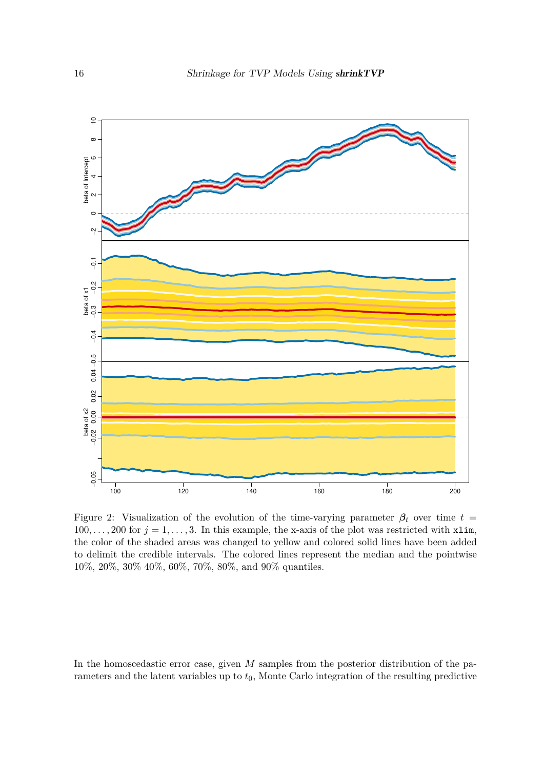Figure 2: Visualization of the evolution of the time-varying parameter $\boldsymbol{\beta}_t$ over time $t = 100, \ldots, 200$ for $j = 1, \ldots, 3$. In this example, the x-axis of the plot was restricted with `xlim`, the color of the shaded areas was changed to yellow and colored solid lines have been added to delimit the credible intervals. The colored lines represent the median and the pointwise 10%, 20%, 30% 40%, 60%, 70%, 80%, and 90% quantiles.

In the homoscedastic error case, given $M$ samples from the posterior distribution of the parameters and the latent variables up to $t_0$, Monte Carlo integration of the resulting predictive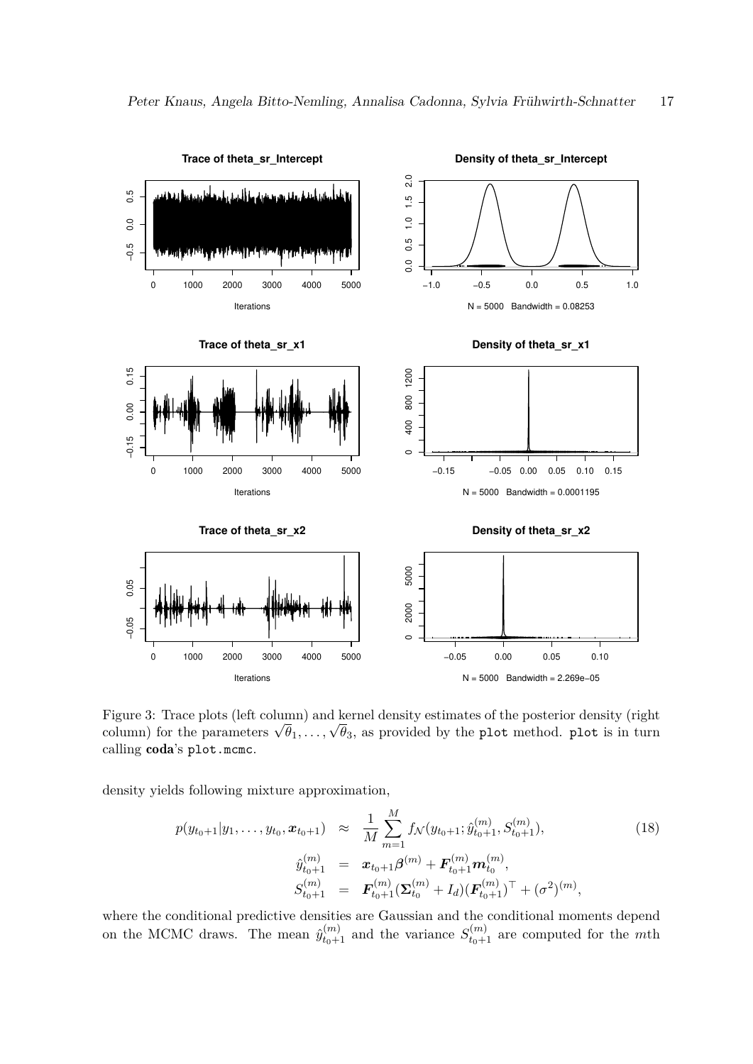Figure 3: Trace plots (left column) and kernel density estimates of the posterior density (right column) for the parameters $\sqrt{\theta_1}, \ldots, \sqrt{\theta_3}$, as provided by the `plot` method. `plot` is in turn calling **coda**'s `plot.mcmc`.

density yields following mixture approximation,

$$
\begin{aligned}
p(y_{t_0+1}|y_1, \ldots, y_{t_0}, \boldsymbol{x}_{t_0+1}) &\approx \frac{1}{M} \sum_{m=1}^{M} f_{\mathcal{N}}(y_{t_0+1}; \hat{y}_{t_0+1}^{(m)}, S_{t_0+1}^{(m)}), \\
\hat{y}_{t_0+1}^{(m)} &= \boldsymbol{x}_{t_0+1} \boldsymbol{\beta}^{(m)} + \boldsymbol{F}_{t_0+1}^{(m)} \boldsymbol{m}_{t_0}^{(m)}, \\
S_{t_0+1}^{(m)} &= \boldsymbol{F}_{t_0+1}^{(m)} (\boldsymbol{\Sigma}_{t_0}^{(m)} + I_d)(\boldsymbol{F}_{t_0+1}^{(m)})^\top + (\sigma^2)^{(m)},
\end{aligned}
\tag{18}
$$

where the conditional predictive densities are Gaussian and the conditional moments depend on the MCMC draws. The mean $\hat{y}_{t_0+1}^{(m)}$ and the variance $S_{t_0+1}^{(m)}$ are computed for the $m$th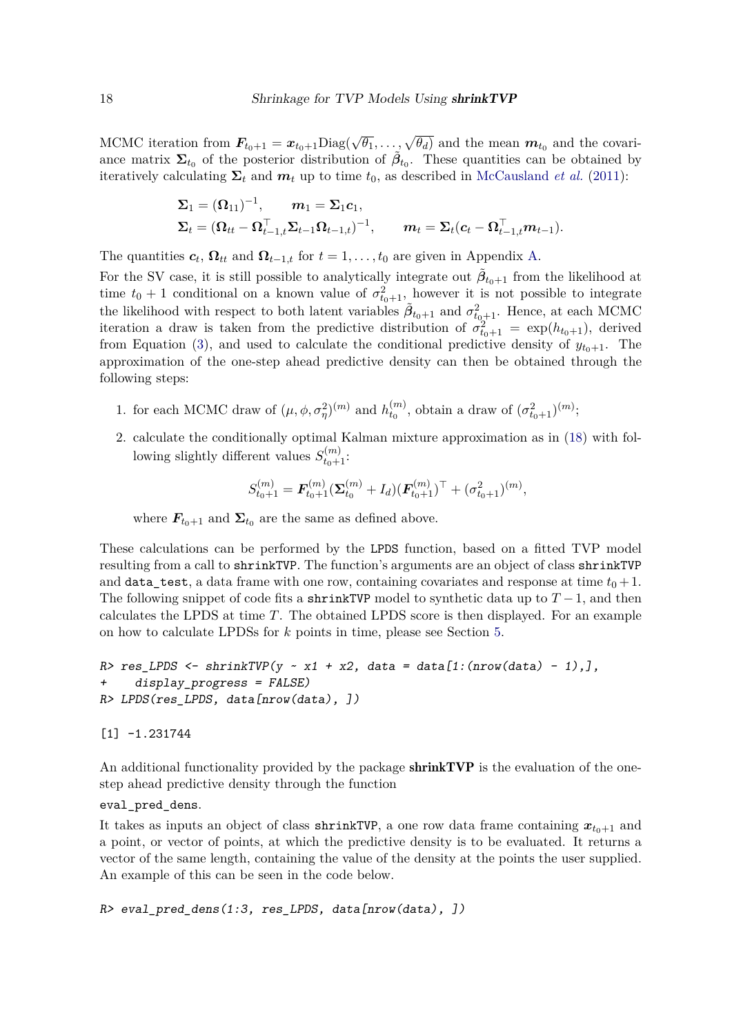MCMC iteration from $\boldsymbol{F}_{t_0+1} = \boldsymbol{x}_{t_0+1}\text{Diag}(\sqrt{\theta_1}, \dots, \sqrt{\theta_d})$ and the mean $\boldsymbol{m}_{t_0}$ and the covariance matrix $\boldsymbol{\Sigma}_{t_0}$ of the posterior distribution of $\tilde{\boldsymbol{\beta}}_{t_0}$. These quantities can be obtained by iteratively calculating $\boldsymbol{\Sigma}_t$ and $\boldsymbol{m}_t$ up to time $t_0$, as described in McCausland *et al.* (2011):

$$
\begin{aligned}
&\boldsymbol{\Sigma}_1 = (\boldsymbol{\Omega}_{11})^{-1}, \qquad \boldsymbol{m}_1 = \boldsymbol{\Sigma}_1 \boldsymbol{c}_1, \\
&\boldsymbol{\Sigma}_t = (\boldsymbol{\Omega}_{tt} - \boldsymbol{\Omega}_{t-1,t}^\top \boldsymbol{\Sigma}_{t-1} \boldsymbol{\Omega}_{t-1,t})^{-1}, \qquad \boldsymbol{m}_t = \boldsymbol{\Sigma}_t(\boldsymbol{c}_t - \boldsymbol{\Omega}_{t-1,t}^\top \boldsymbol{m}_{t-1}).
\end{aligned}
$$

The quantities $\boldsymbol{c}_t$, $\boldsymbol{\Omega}_{tt}$ and $\boldsymbol{\Omega}_{t-1,t}$ for $t = 1, \dots, t_0$ are given in Appendix A.

For the SV case, it is still possible to analytically integrate out $\tilde{\boldsymbol{\beta}}_{t_0+1}$ from the likelihood at time $t_0 + 1$ conditional on a known value of $\sigma^2_{t_0+1}$, however it is not possible to integrate the likelihood with respect to both latent variables $\tilde{\boldsymbol{\beta}}_{t_0+1}$ and $\sigma^2_{t_0+1}$. Hence, at each MCMC iteration a draw is taken from the predictive distribution of $\sigma^2_{t_0+1} = \exp(h_{t_0+1})$, derived from Equation (3), and used to calculate the conditional predictive density of $y_{t_0+1}$. The approximation of the one-step ahead predictive density can then be obtained through the following steps:

1. for each MCMC draw of $(\mu, \phi, \sigma^2_\eta)^{(m)}$ and $h^{(m)}_{t_0}$, obtain a draw of $(\sigma^2_{t_0+1})^{(m)}$;
2. calculate the conditionally optimal Kalman mixture approximation as in (18) with following slightly different values $S^{(m)}_{t_0+1}$:

$$
S^{(m)}_{t_0+1} = \boldsymbol{F}^{(m)}_{t_0+1}(\boldsymbol{\Sigma}^{(m)}_{t_0} + I_d)(\boldsymbol{F}^{(m)}_{t_0+1})^\top + (\sigma^2_{t_0+1})^{(m)},
$$

   where $\boldsymbol{F}_{t_0+1}$ and $\boldsymbol{\Sigma}_{t_0}$ are the same as defined above.

These calculations can be performed by the `LPDS` function, based on a fitted TVP model resulting from a call to `shrinkTVP`. The function's arguments are an object of class `shrinkTVP` and `data_test`, a data frame with one row, containing covariates and response at time $t_0 + 1$. The following snippet of code fits a `shrinkTVP` model to synthetic data up to $T - 1$, and then calculates the LPDS at time $T$. The obtained LPDS score is then displayed. For an example on how to calculate LPDSs for $k$ points in time, please see Section 5.

```
R> res_LPDS <- shrinkTVP(y ~ x1 + x2, data = data[1:(nrow(data) - 1),],
+    display_progress = FALSE)
R> LPDS(res_LPDS, data[nrow(data), ])
```

```
[1] -1.231744
```

An additional functionality provided by the package **shrinkTVP** is the evaluation of the one-step ahead predictive density through the function

`eval_pred_dens`.

It takes as inputs an object of class `shrinkTVP`, a one row data frame containing $\boldsymbol{x}_{t_0+1}$ and a point, or vector of points, at which the predictive density is to be evaluated. It returns a vector of the same length, containing the value of the density at the points the user supplied. An example of this can be seen in the code below.

```
R> eval_pred_dens(1:3, res_LPDS, data[nrow(data), ])
```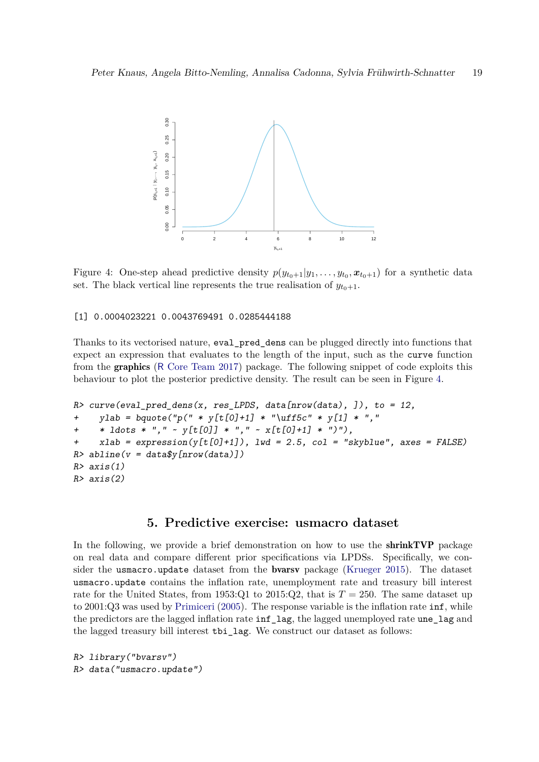Figure 4: One-step ahead predictive density $p(y_{t_0+1}|y_1,\ldots,y_{t_0},\boldsymbol{x}_{t_0+1})$ for a synthetic data set. The black vertical line represents the true realisation of $y_{t_0+1}$.

```
[1] 0.0004023221 0.0043769491 0.0285444188
```

Thanks to its vectorised nature, `eval_pred_dens` can be plugged directly into functions that expect an expression that evaluates to the length of the input, such as the `curve` function from the **graphics** (R Core Team 2017) package. The following snippet of code exploits this behaviour to plot the posterior predictive density. The result can be seen in Figure 4.

```
R> curve(eval_pred_dens(x, res_LPDS, data[nrow(data), ]), to = 12,
+    ylab = bquote("p(" * y[t[0]+1] * "\uff5c" * y[1] * ","
+    * ldots * "," ~ y[t[0]] * "," ~ x[t[0]+1] * ")"),
+    xlab = expression(y[t[0]+1]), lwd = 2.5, col = "skyblue", axes = FALSE)
R> abline(v = data$y[nrow(data)])
R> axis(1)
R> axis(2)
```

## 5. Predictive exercise: usmacro dataset

In the following, we provide a brief demonstration on how to use the **shrinkTVP** package on real data and compare different prior specifications via LPDSs. Specifically, we consider the `usmacro.update` dataset from the **bvarsv** package (Krueger 2015). The dataset `usmacro.update` contains the inflation rate, unemployment rate and treasury bill interest rate for the United States, from 1953:Q1 to 2015:Q2, that is $T = 250$. The same dataset up to 2001:Q3 was used by Primiceri (2005). The response variable is the inflation rate `inf`, while the predictors are the lagged inflation rate `inf_lag`, the lagged unemployed rate `une_lag` and the lagged treasury bill interest `tbi_lag`. We construct our dataset as follows:

```
R> library("bvarsv")
R> data("usmacro.update")
```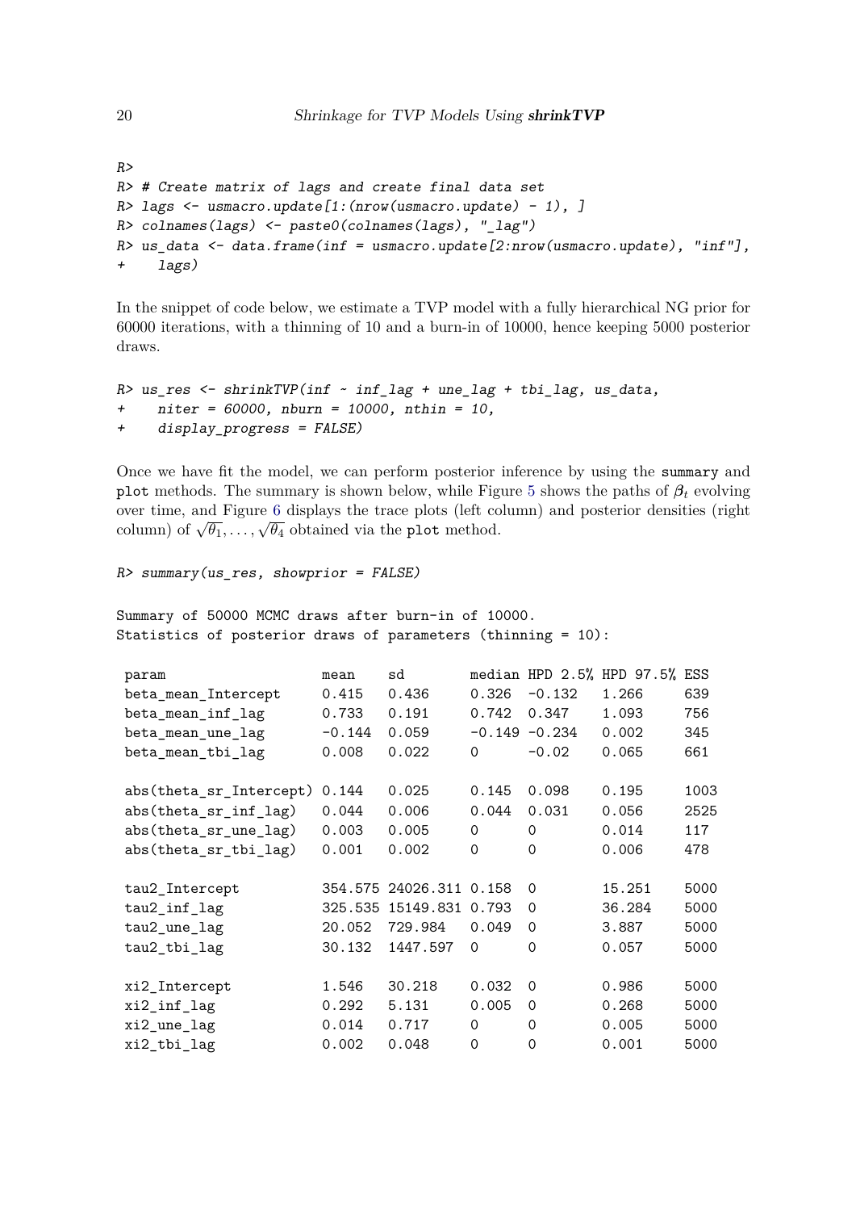```
R>
R> # Create matrix of lags and create final data set
R> lags <- usmacro.update[1:(nrow(usmacro.update) - 1), ]
R> colnames(lags) <- paste0(colnames(lags), "_lag")
R> us_data <- data.frame(inf = usmacro.update[2:nrow(usmacro.update), "inf"],
+    lags)
```

In the snippet of code below, we estimate a TVP model with a fully hierarchical NG prior for 60000 iterations, with a thinning of 10 and a burn-in of 10000, hence keeping 5000 posterior draws.

```
R> us_res <- shrinkTVP(inf ~ inf_lag + une_lag + tbi_lag, us_data,
+    niter = 60000, nburn = 10000, nthin = 10,
+    display_progress = FALSE)
```

Once we have fit the model, we can perform posterior inference by using the `summary` and `plot` methods. The summary is shown below, while Figure 5 shows the paths of $\beta_t$ evolving over time, and Figure 6 displays the trace plots (left column) and posterior densities (right column) of $\sqrt{\theta_1}, \ldots, \sqrt{\theta_4}$ obtained via the `plot` method.

```
R> summary(us_res, showprior = FALSE)
```

```
Summary of 50000 MCMC draws after burn-in of 10000.
Statistics of posterior draws of parameters (thinning = 10):

 param                   mean    sd        median HPD 2.5% HPD 97.5% ESS
 beta_mean_Intercept     0.415   0.436     0.326  -0.132   1.266     639
 beta_mean_inf_lag       0.733   0.191     0.742  0.347    1.093     756
 beta_mean_une_lag       -0.144  0.059     -0.149 -0.234   0.002     345
 beta_mean_tbi_lag       0.008   0.022     0      -0.02    0.065     661

 abs(theta_sr_Intercept) 0.144   0.025     0.145  0.098    0.195     1003
 abs(theta_sr_inf_lag)   0.044   0.006     0.044  0.031    0.056     2525
 abs(theta_sr_une_lag)   0.003   0.005     0      0        0.014     117
 abs(theta_sr_tbi_lag)   0.001   0.002     0      0        0.006     478

 tau2_Intercept          354.575 24026.311 0.158  0        15.251    5000
 tau2_inf_lag            325.535 15149.831 0.793  0        36.284    5000
 tau2_une_lag            20.052  729.984   0.049  0        3.887     5000
 tau2_tbi_lag            30.132  1447.597  0      0        0.057     5000

 xi2_Intercept           1.546   30.218    0.032  0        0.986     5000
 xi2_inf_lag             0.292   5.131     0.005  0        0.268     5000
 xi2_une_lag             0.014   0.717     0      0        0.005     5000
 xi2_tbi_lag             0.002   0.048     0      0        0.001     5000
```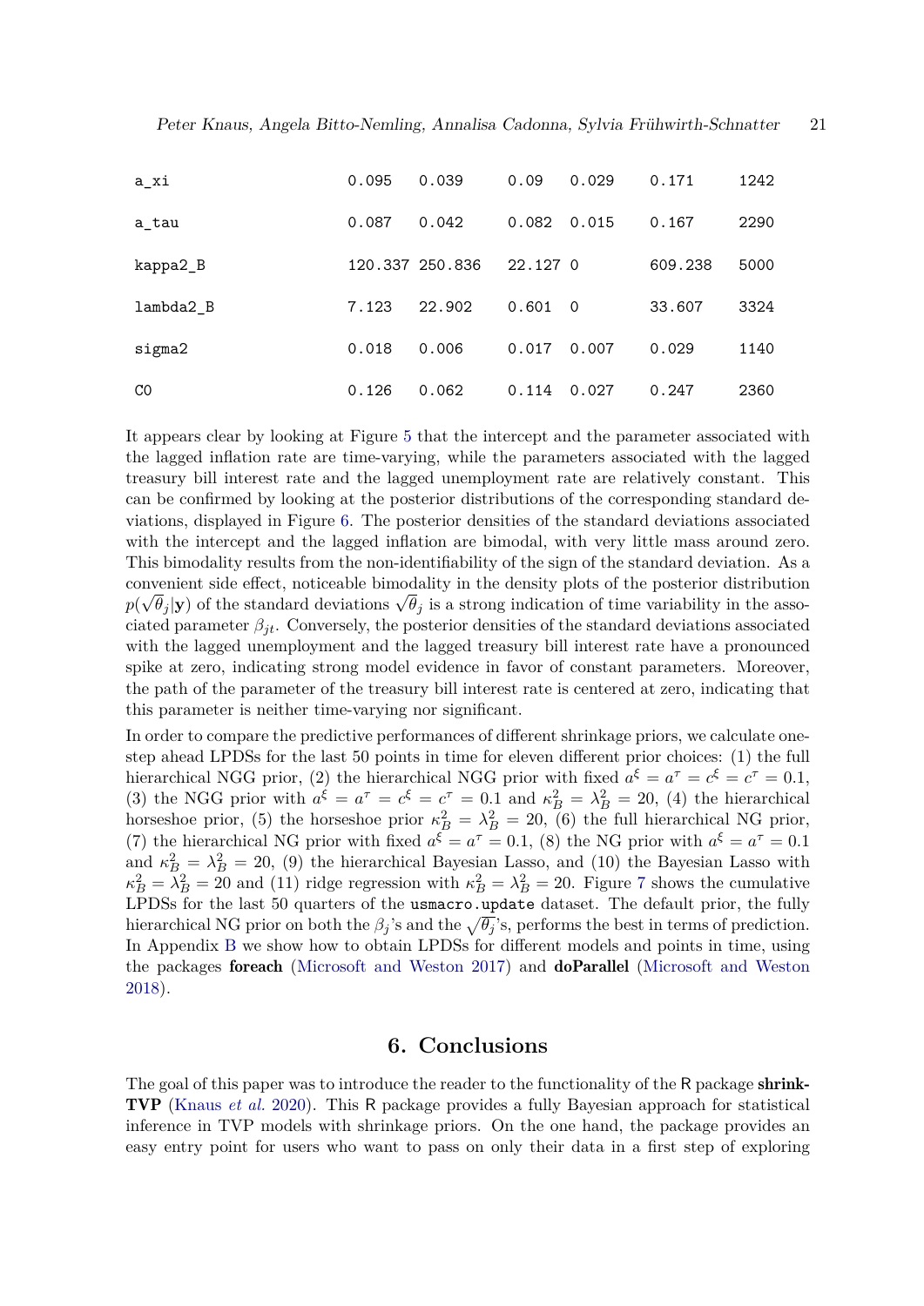| | | | | | | |
|---|---|---|---|---|---|---|
| a_xi | 0.095 | 0.039 | 0.09 | 0.029 | 0.171 | 1242 |
| a_tau | 0.087 | 0.042 | 0.082 | 0.015 | 0.167 | 2290 |
| kappa2_B | 120.337 | 250.836 | 22.127 | 0 | 609.238 | 5000 |
| lambda2_B | 7.123 | 22.902 | 0.601 | 0 | 33.607 | 3324 |
| sigma2 | 0.018 | 0.006 | 0.017 | 0.007 | 0.029 | 1140 |
| C0 | 0.126 | 0.062 | 0.114 | 0.027 | 0.247 | 2360 |

It appears clear by looking at Figure 5 that the intercept and the parameter associated with the lagged inflation rate are time-varying, while the parameters associated with the lagged treasury bill interest rate and the lagged unemployment rate are relatively constant. This can be confirmed by looking at the posterior distributions of the corresponding standard deviations, displayed in Figure 6. The posterior densities of the standard deviations associated with the intercept and the lagged inflation are bimodal, with very little mass around zero. This bimodality results from the non-identifiability of the sign of the standard deviation. As a convenient side effect, noticeable bimodality in the density plots of the posterior distribution $p(\sqrt{\theta}_j|\mathbf{y})$ of the standard deviations $\sqrt{\theta}_j$ is a strong indication of time variability in the associated parameter $\beta_{jt}$. Conversely, the posterior densities of the standard deviations associated with the lagged unemployment and the lagged treasury bill interest rate have a pronounced spike at zero, indicating strong model evidence in favor of constant parameters. Moreover, the path of the parameter of the treasury bill interest rate is centered at zero, indicating that this parameter is neither time-varying nor significant.

In order to compare the predictive performances of different shrinkage priors, we calculate one-step ahead LPDSs for the last 50 points in time for eleven different prior choices: (1) the full hierarchical NGG prior, (2) the hierarchical NGG prior with fixed $a^\xi = a^\tau = c^\xi = c^\tau = 0.1$, (3) the NGG prior with $a^\xi = a^\tau = c^\xi = c^\tau = 0.1$ and $\kappa_B^2 = \lambda_B^2 = 20$, (4) the hierarchical horseshoe prior, (5) the horseshoe prior $\kappa_B^2 = \lambda_B^2 = 20$, (6) the full hierarchical NG prior, (7) the hierarchical NG prior with fixed $a^\xi = a^\tau = 0.1$, (8) the NG prior with $a^\xi = a^\tau = 0.1$ and $\kappa_B^2 = \lambda_B^2 = 20$, (9) the hierarchical Bayesian Lasso, and (10) the Bayesian Lasso with $\kappa_B^2 = \lambda_B^2 = 20$ and (11) ridge regression with $\kappa_B^2 = \lambda_B^2 = 20$. Figure 7 shows the cumulative LPDSs for the last 50 quarters of the `usmacro.update` dataset. The default prior, the fully hierarchical NG prior on both the $\beta_j$'s and the $\sqrt{\theta_j}$'s, performs the best in terms of prediction. In Appendix B we show how to obtain LPDSs for different models and points in time, using the packages **foreach** (Microsoft and Weston 2017) and **doParallel** (Microsoft and Weston 2018).

## 6. Conclusions

The goal of this paper was to introduce the reader to the functionality of the R package **shrinkTVP** (Knaus *et al.* 2020). This R package provides a fully Bayesian approach for statistical inference in TVP models with shrinkage priors. On the one hand, the package provides an easy entry point for users who want to pass on only their data in a first step of exploring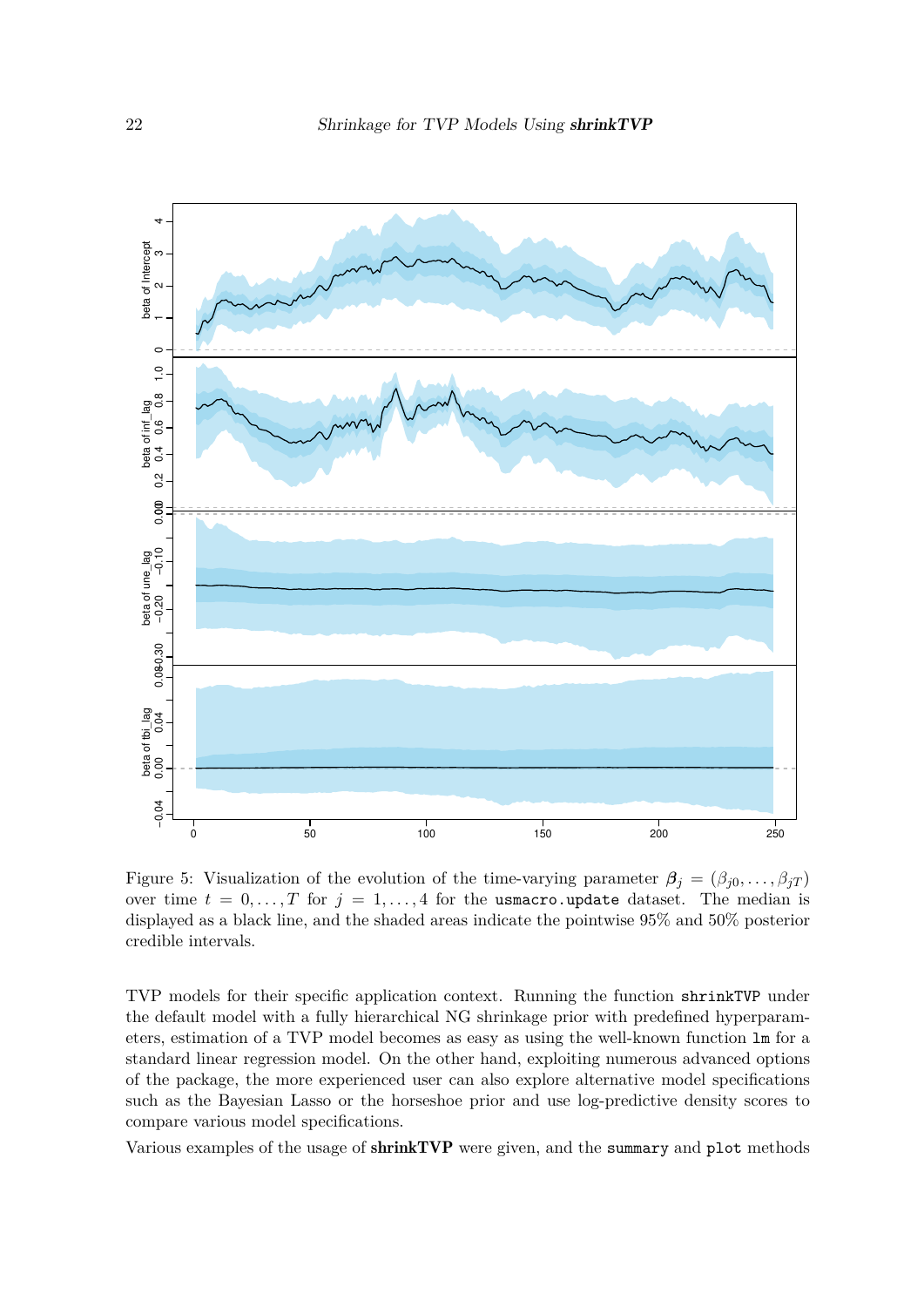Figure 5: Visualization of the evolution of the time-varying parameter $\boldsymbol{\beta}_j = (\beta_{j0}, \dots, \beta_{jT})$ over time $t = 0, \dots, T$ for $j = 1, \dots, 4$ for the `usmacro.update` dataset. The median is displayed as a black line, and the shaded areas indicate the pointwise 95% and 50% posterior credible intervals.

TVP models for their specific application context. Running the function `shrinkTVP` under the default model with a fully hierarchical NG shrinkage prior with predefined hyperparameters, estimation of a TVP model becomes as easy as using the well-known function `lm` for a standard linear regression model. On the other hand, exploiting numerous advanced options of the package, the more experienced user can also explore alternative model specifications such as the Bayesian Lasso or the horseshoe prior and use log-predictive density scores to compare various model specifications.

Various examples of the usage of **shrinkTVP** were given, and the `summary` and `plot` methods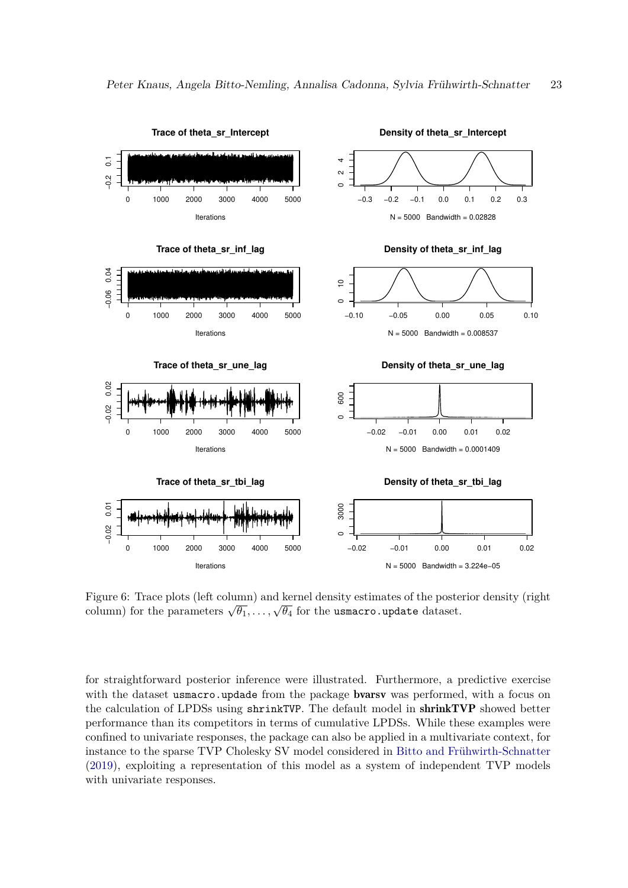Figure 6: Trace plots (left column) and kernel density estimates of the posterior density (right column) for the parameters $\sqrt{\theta_1}, \ldots, \sqrt{\theta_4}$ for the usmacro.update dataset.

for straightforward posterior inference were illustrated. Furthermore, a predictive exercise with the dataset usmacro.updade from the package **bvarsv** was performed, with a focus on the calculation of LPDSs using shrinkTVP. The default model in **shrinkTVP** showed better performance than its competitors in terms of cumulative LPDSs. While these examples were confined to univariate responses, the package can also be applied in a multivariate context, for instance to the sparse TVP Cholesky SV model considered in Bitto and Frühwirth-Schnatter (2019), exploiting a representation of this model as a system of independent TVP models with univariate responses.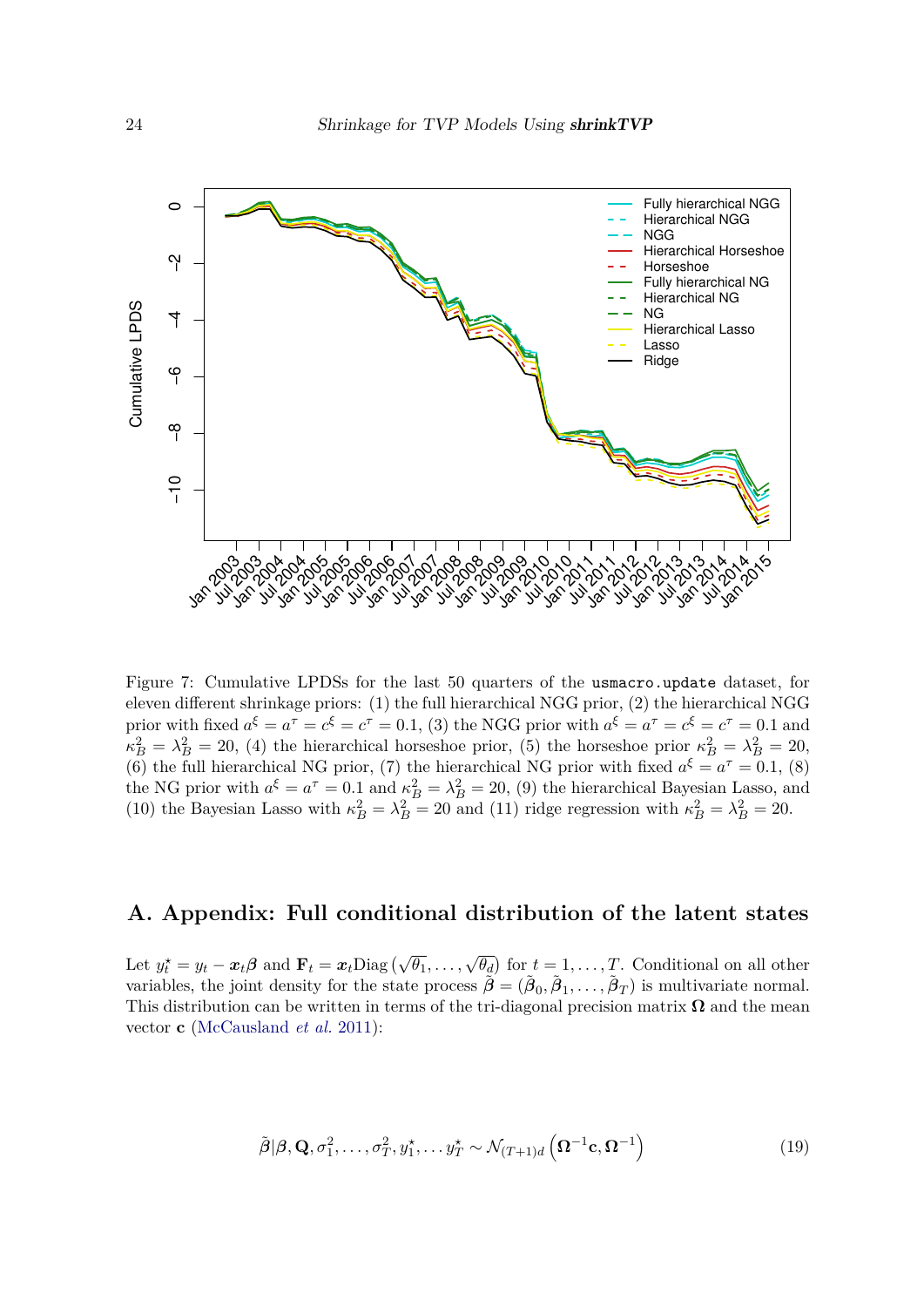Figure 7: Cumulative LPDSs for the last 50 quarters of the `usmacro.update` dataset, for eleven different shrinkage priors: (1) the full hierarchical NGG prior, (2) the hierarchical NGG prior with fixed $a^\xi = a^\tau = c^\xi = c^\tau = 0.1$, (3) the NGG prior with $a^\xi = a^\tau = c^\xi = c^\tau = 0.1$ and $\kappa_B^2 = \lambda_B^2 = 20$, (4) the hierarchical horseshoe prior, (5) the horseshoe prior $\kappa_B^2 = \lambda_B^2 = 20$, (6) the full hierarchical NG prior, (7) the hierarchical NG prior with fixed $a^\xi = a^\tau = 0.1$, (8) the NG prior with $a^\xi = a^\tau = 0.1$ and $\kappa_B^2 = \lambda_B^2 = 20$, (9) the hierarchical Bayesian Lasso, and (10) the Bayesian Lasso with $\kappa_B^2 = \lambda_B^2 = 20$ and (11) ridge regression with $\kappa_B^2 = \lambda_B^2 = 20$.

## A. Appendix: Full conditional distribution of the latent states

Let $y_t^\star = y_t - \boldsymbol{x}_t\boldsymbol{\beta}$ and $\mathbf{F}_t = \boldsymbol{x}_t \mathrm{Diag}\left(\sqrt{\theta_1}, \ldots, \sqrt{\theta_d}\right)$ for $t = 1, \ldots, T$. Conditional on all other variables, the joint density for the state process $\tilde{\boldsymbol{\beta}} = (\tilde{\boldsymbol{\beta}}_0, \tilde{\boldsymbol{\beta}}_1, \ldots, \tilde{\boldsymbol{\beta}}_T)$ is multivariate normal. This distribution can be written in terms of the tri-diagonal precision matrix $\boldsymbol{\Omega}$ and the mean vector $\mathbf{c}$ (McCausland *et al.* 2011):

$$\tilde{\boldsymbol{\beta}} | \boldsymbol{\beta}, \mathbf{Q}, \sigma_1^2, \ldots, \sigma_T^2, y_1^\star, \ldots y_T^\star \sim \mathcal{N}_{(T+1)d}\left(\boldsymbol{\Omega}^{-1}\mathbf{c}, \boldsymbol{\Omega}^{-1}\right) \tag{19}$$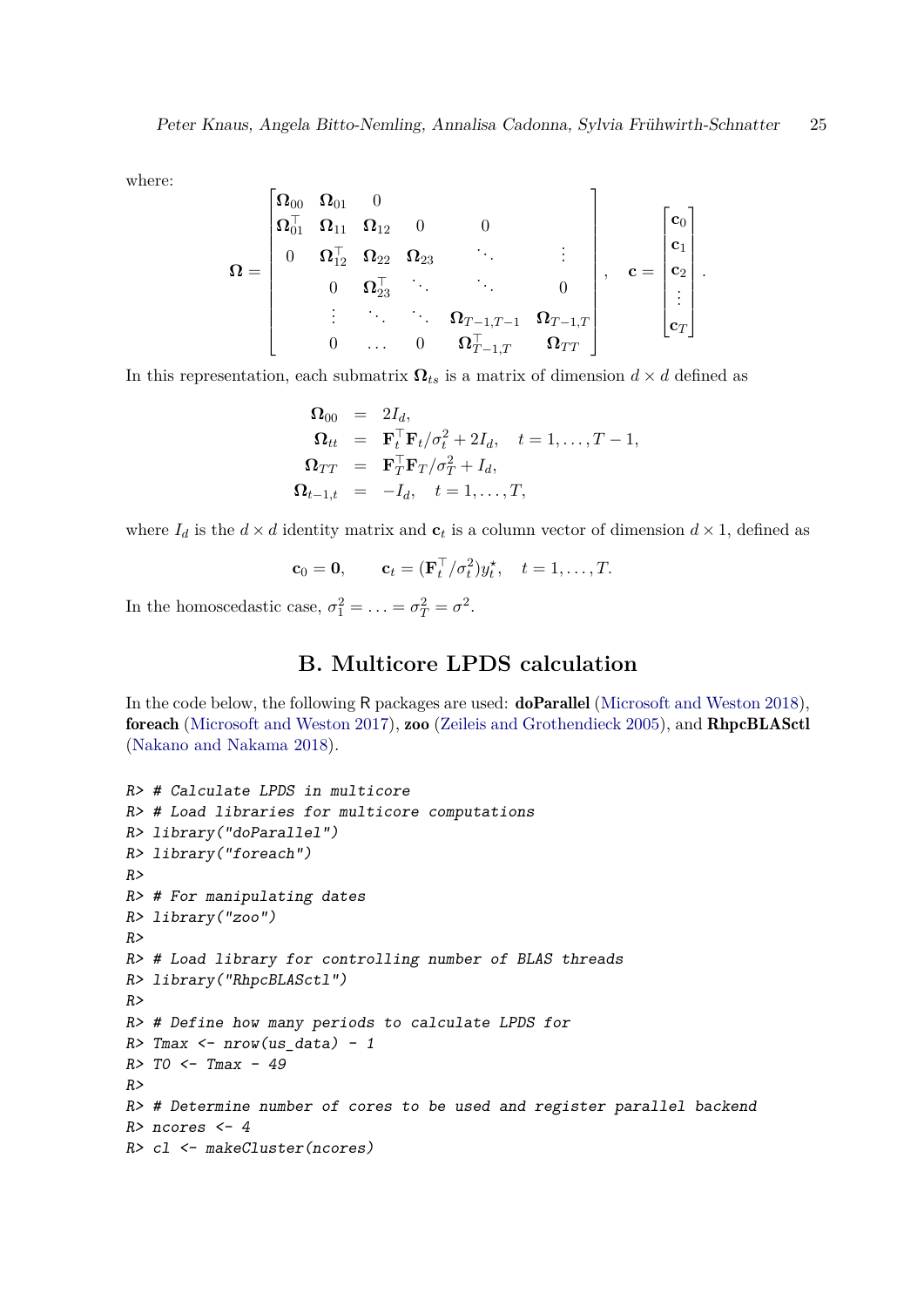where:

$$
\mathbf{\Omega} = \begin{bmatrix}
\mathbf{\Omega}_{00} & \mathbf{\Omega}_{01} & 0 & & & \\
\mathbf{\Omega}_{01}^{\top} & \mathbf{\Omega}_{11} & \mathbf{\Omega}_{12} & 0 & 0 & \\
0 & \mathbf{\Omega}_{12}^{\top} & \mathbf{\Omega}_{22} & \mathbf{\Omega}_{23} & \ddots & \vdots \\
 & 0 & \mathbf{\Omega}_{23}^{\top} & \ddots & \ddots & 0 \\
 & \vdots & \ddots & \ddots & \mathbf{\Omega}_{T-1,T-1} & \mathbf{\Omega}_{T-1,T} \\
 & 0 & \dots & 0 & \mathbf{\Omega}_{T-1,T}^{\top} & \mathbf{\Omega}_{TT}
\end{bmatrix}, \quad \mathbf{c} = \begin{bmatrix} \mathbf{c}_0 \\ \mathbf{c}_1 \\ \mathbf{c}_2 \\ \vdots \\ \mathbf{c}_T \end{bmatrix}.
$$

In this representation, each submatrix $\mathbf{\Omega}_{ts}$ is a matrix of dimension $d \times d$ defined as

$$
\begin{aligned}
\mathbf{\Omega}_{00} &= 2I_d, \\
\mathbf{\Omega}_{tt} &= \mathbf{F}_t^{\top}\mathbf{F}_t/\sigma_t^2 + 2I_d, \quad t = 1, \dots, T-1, \\
\mathbf{\Omega}_{TT} &= \mathbf{F}_T^{\top}\mathbf{F}_T/\sigma_T^2 + I_d, \\
\mathbf{\Omega}_{t-1,t} &= -I_d, \quad t = 1, \dots, T,
\end{aligned}
$$

where $I_d$ is the $d \times d$ identity matrix and $\mathbf{c}_t$ is a column vector of dimension $d \times 1$, defined as

$$
\mathbf{c}_0 = \mathbf{0}, \qquad \mathbf{c}_t = (\mathbf{F}_t^{\top}/\sigma_t^2)y_t^{\star}, \quad t = 1, \dots, T.
$$

In the homoscedastic case, $\sigma_1^2 = \ldots = \sigma_T^2 = \sigma^2$.

## B. Multicore LPDS calculation

In the code below, the following R packages are used: **doParallel** (Microsoft and Weston 2018), **foreach** (Microsoft and Weston 2017), **zoo** (Zeileis and Grothendieck 2005), and **RhpcBLASctl** (Nakano and Nakama 2018).

```
R> # Calculate LPDS in multicore
R> # Load libraries for multicore computations
R> library("doParallel")
R> library("foreach")
R>
R> # For manipulating dates
R> library("zoo")
R>
R> # Load library for controlling number of BLAS threads
R> library("RhpcBLASctl")
R>
R> # Define how many periods to calculate LPDS for
R> Tmax <- nrow(us_data) - 1
R> T0 <- Tmax - 49
R>
R> # Determine number of cores to be used and register parallel backend
R> ncores <- 4
R> cl <- makeCluster(ncores)
```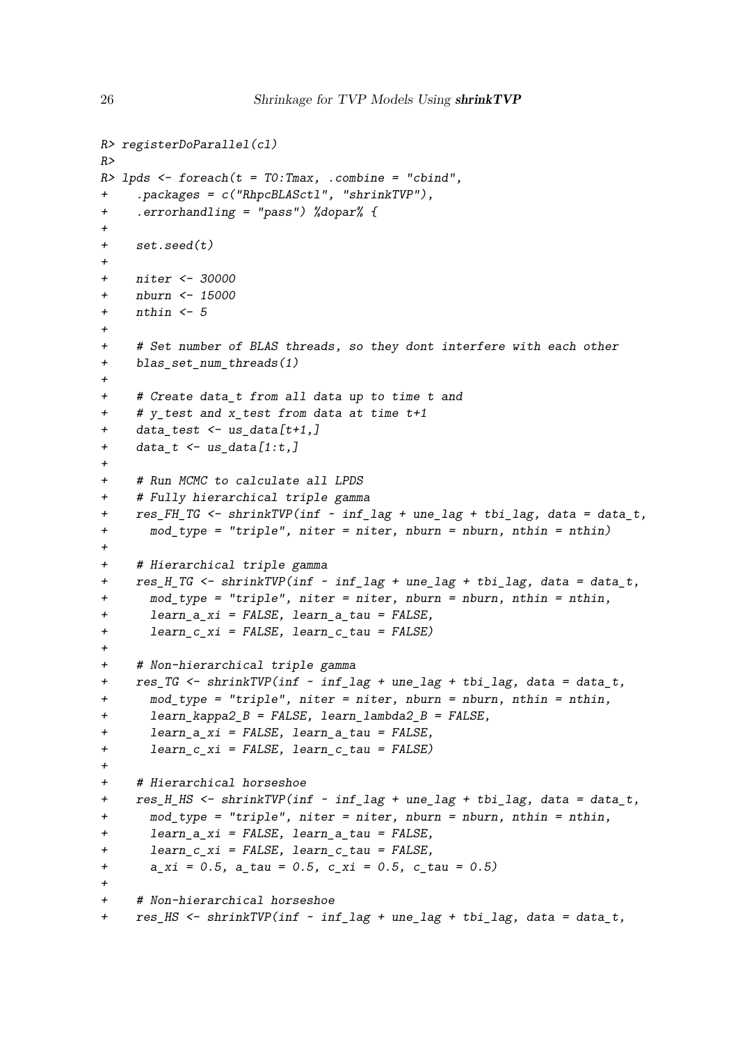```
R> registerDoParallel(cl)
R>
R> lpds <- foreach(t = T0:Tmax, .combine = "cbind",
+    .packages = c("RhpcBLASctl", "shrinkTVP"),
+    .errorhandling = "pass") %dopar% {
+
+    set.seed(t)
+
+    niter <- 30000
+    nburn <- 15000
+    nthin <- 5
+
+    # Set number of BLAS threads, so they dont interfere with each other
+    blas_set_num_threads(1)
+
+    # Create data_t from all data up to time t and
+    # y_test and x_test from data at time t+1
+    data_test <- us_data[t+1,]
+    data_t <- us_data[1:t,]
+
+    # Run MCMC to calculate all LPDS
+    # Fully hierarchical triple gamma
+    res_FH_TG <- shrinkTVP(inf ~ inf_lag + une_lag + tbi_lag, data = data_t,
+      mod_type = "triple", niter = niter, nburn = nburn, nthin = nthin)
+
+    # Hierarchical triple gamma
+    res_H_TG <- shrinkTVP(inf ~ inf_lag + une_lag + tbi_lag, data = data_t,
+      mod_type = "triple", niter = niter, nburn = nburn, nthin = nthin,
+      learn_a_xi = FALSE, learn_a_tau = FALSE,
+      learn_c_xi = FALSE, learn_c_tau = FALSE)
+
+    # Non-hierarchical triple gamma
+    res_TG <- shrinkTVP(inf ~ inf_lag + une_lag + tbi_lag, data = data_t,
+      mod_type = "triple", niter = niter, nburn = nburn, nthin = nthin,
+      learn_kappa2_B = FALSE, learn_lambda2_B = FALSE,
+      learn_a_xi = FALSE, learn_a_tau = FALSE,
+      learn_c_xi = FALSE, learn_c_tau = FALSE)
+
+    # Hierarchical horseshoe
+    res_H_HS <- shrinkTVP(inf ~ inf_lag + une_lag + tbi_lag, data = data_t,
+      mod_type = "triple", niter = niter, nburn = nburn, nthin = nthin,
+      learn_a_xi = FALSE, learn_a_tau = FALSE,
+      learn_c_xi = FALSE, learn_c_tau = FALSE,
+      a_xi = 0.5, a_tau = 0.5, c_xi = 0.5, c_tau = 0.5)
+
+    # Non-hierarchical horseshoe
+    res_HS <- shrinkTVP(inf ~ inf_lag + une_lag + tbi_lag, data = data_t,
```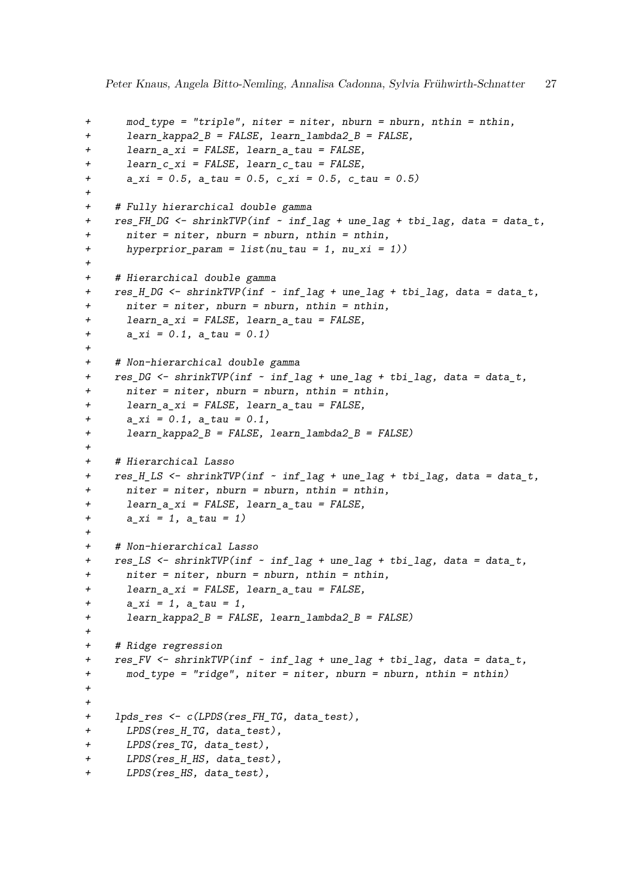```
+      mod_type = "triple", niter = niter, nburn = nburn, nthin = nthin,
+      learn_kappa2_B = FALSE, learn_lambda2_B = FALSE,
+      learn_a_xi = FALSE, learn_a_tau = FALSE,
+      learn_c_xi = FALSE, learn_c_tau = FALSE,
+      a_xi = 0.5, a_tau = 0.5, c_xi = 0.5, c_tau = 0.5)
+
+    # Fully hierarchical double gamma
+    res_FH_DG <- shrinkTVP(inf ~ inf_lag + une_lag + tbi_lag, data = data_t,
+      niter = niter, nburn = nburn, nthin = nthin,
+      hyperprior_param = list(nu_tau = 1, nu_xi = 1))
+
+    # Hierarchical double gamma
+    res_H_DG <- shrinkTVP(inf ~ inf_lag + une_lag + tbi_lag, data = data_t,
+      niter = niter, nburn = nburn, nthin = nthin,
+      learn_a_xi = FALSE, learn_a_tau = FALSE,
+      a_xi = 0.1, a_tau = 0.1)
+
+    # Non-hierarchical double gamma
+    res_DG <- shrinkTVP(inf ~ inf_lag + une_lag + tbi_lag, data = data_t,
+      niter = niter, nburn = nburn, nthin = nthin,
+      learn_a_xi = FALSE, learn_a_tau = FALSE,
+      a_xi = 0.1, a_tau = 0.1,
+      learn_kappa2_B = FALSE, learn_lambda2_B = FALSE)
+
+    # Hierarchical Lasso
+    res_H_LS <- shrinkTVP(inf ~ inf_lag + une_lag + tbi_lag, data = data_t,
+      niter = niter, nburn = nburn, nthin = nthin,
+      learn_a_xi = FALSE, learn_a_tau = FALSE,
+      a_xi = 1, a_tau = 1)
+
+    # Non-hierarchical Lasso
+    res_LS <- shrinkTVP(inf ~ inf_lag + une_lag + tbi_lag, data = data_t,
+      niter = niter, nburn = nburn, nthin = nthin,
+      learn_a_xi = FALSE, learn_a_tau = FALSE,
+      a_xi = 1, a_tau = 1,
+      learn_kappa2_B = FALSE, learn_lambda2_B = FALSE)
+
+    # Ridge regression
+    res_FV <- shrinkTVP(inf ~ inf_lag + une_lag + tbi_lag, data = data_t,
+      mod_type = "ridge", niter = niter, nburn = nburn, nthin = nthin)
+
+
+    lpds_res <- c(LPDS(res_FH_TG, data_test),
+      LPDS(res_H_TG, data_test),
+      LPDS(res_TG, data_test),
+      LPDS(res_H_HS, data_test),
+      LPDS(res_HS, data_test),
```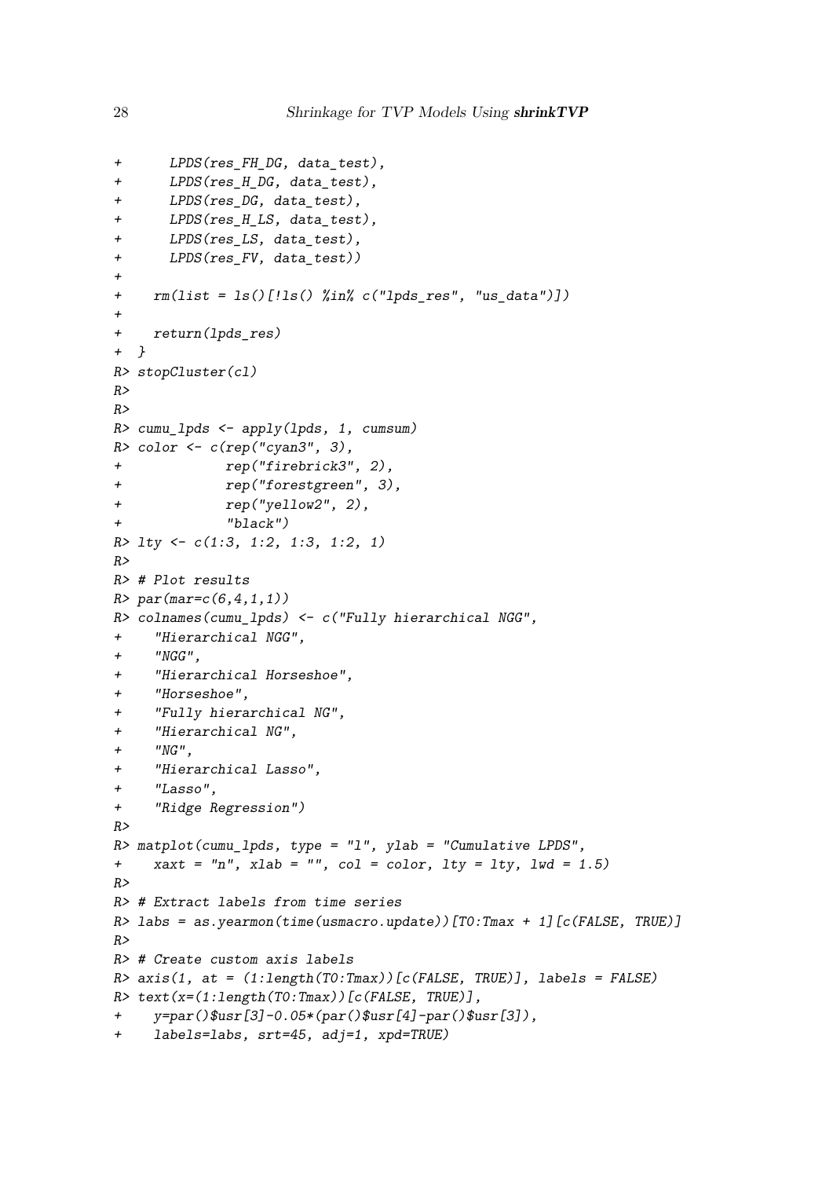```
+      LPDS(res_FH_DG, data_test),
+      LPDS(res_H_DG, data_test),
+      LPDS(res_DG, data_test),
+      LPDS(res_H_LS, data_test),
+      LPDS(res_LS, data_test),
+      LPDS(res_FV, data_test))
+
+    rm(list = ls()[!ls() %in% c("lpds_res", "us_data")])
+
+    return(lpds_res)
+  }
R> stopCluster(cl)
R>
R>
R> cumu_lpds <- apply(lpds, 1, cumsum)
R> color <- c(rep("cyan3", 3),
+             rep("firebrick3", 2),
+             rep("forestgreen", 3),
+             rep("yellow2", 2),
+             "black")
R> lty <- c(1:3, 1:2, 1:3, 1:2, 1)
R>
R> # Plot results
R> par(mar=c(6,4,1,1))
R> colnames(cumu_lpds) <- c("Fully hierarchical NGG",
+    "Hierarchical NGG",
+    "NGG",
+    "Hierarchical Horseshoe",
+    "Horseshoe",
+    "Fully hierarchical NG",
+    "Hierarchical NG",
+    "NG",
+    "Hierarchical Lasso",
+    "Lasso",
+    "Ridge Regression")
R>
R> matplot(cumu_lpds, type = "l", ylab = "Cumulative LPDS",
+    xaxt = "n", xlab = "", col = color, lty = lty, lwd = 1.5)
R>
R> # Extract labels from time series
R> labs = as.yearmon(time(usmacro.update))[T0:Tmax + 1][c(FALSE, TRUE)]
R>
R> # Create custom axis labels
R> axis(1, at = (1:length(T0:Tmax))[c(FALSE, TRUE)], labels = FALSE)
R> text(x=(1:length(T0:Tmax))[c(FALSE, TRUE)],
+    y=par()$usr[3]-0.05*(par()$usr[4]-par()$usr[3]),
+    labels=labs, srt=45, adj=1, xpd=TRUE)
```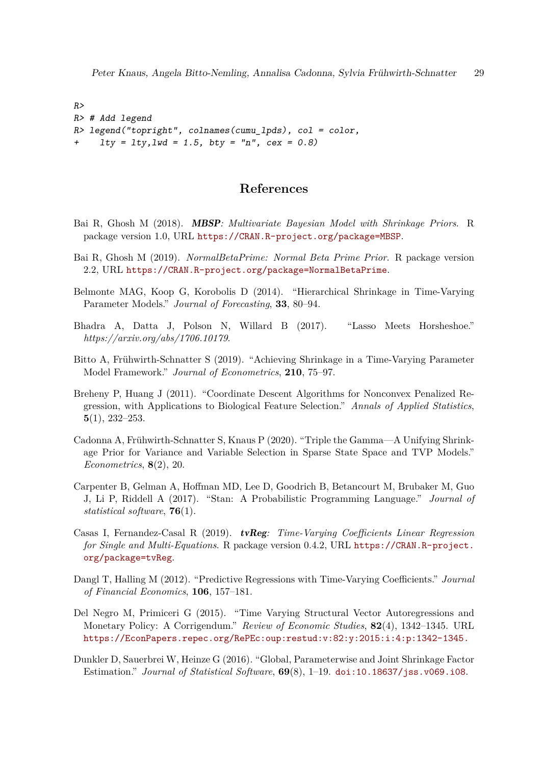```
R>
R> # Add legend
R> legend("topright", colnames(cumu_lpds), col = color,
+    lty = lty,lwd = 1.5, bty = "n", cex = 0.8)
```

# References

Bai R, Ghosh M (2018). ***MBSP**: Multivariate Bayesian Model with Shrinkage Priors*. R package version 1.0, URL https://CRAN.R-project.org/package=MBSP.

Bai R, Ghosh M (2019). *NormalBetaPrime: Normal Beta Prime Prior*. R package version 2.2, URL https://CRAN.R-project.org/package=NormalBetaPrime.

Belmonte MAG, Koop G, Korobolis D (2014). "Hierarchical Shrinkage in Time-Varying Parameter Models." *Journal of Forecasting*, **33**, 80–94.

Bhadra A, Datta J, Polson N, Willard B (2017). "Lasso Meets Horsheshoe." *https://arxiv.org/abs/1706.10179*.

Bitto A, Frühwirth-Schnatter S (2019). "Achieving Shrinkage in a Time-Varying Parameter Model Framework." *Journal of Econometrics*, **210**, 75–97.

Breheny P, Huang J (2011). "Coordinate Descent Algorithms for Nonconvex Penalized Regression, with Applications to Biological Feature Selection." *Annals of Applied Statistics*, **5**(1), 232–253.

Cadonna A, Frühwirth-Schnatter S, Knaus P (2020). "Triple the Gamma—A Unifying Shrinkage Prior for Variance and Variable Selection in Sparse State Space and TVP Models." *Econometrics*, **8**(2), 20.

Carpenter B, Gelman A, Hoffman MD, Lee D, Goodrich B, Betancourt M, Brubaker M, Guo J, Li P, Riddell A (2017). "Stan: A Probabilistic Programming Language." *Journal of statistical software*, **76**(1).

Casas I, Fernandez-Casal R (2019). ***tvReg**: Time-Varying Coefficients Linear Regression for Single and Multi-Equations*. R package version 0.4.2, URL https://CRAN.R-project.org/package=tvReg.

Dangl T, Halling M (2012). "Predictive Regressions with Time-Varying Coefficients." *Journal of Financial Economics*, **106**, 157–181.

Del Negro M, Primiceri G (2015). "Time Varying Structural Vector Autoregressions and Monetary Policy: A Corrigendum." *Review of Economic Studies*, **82**(4), 1342–1345. URL https://EconPapers.repec.org/RePEc:oup:restud:v:82:y:2015:i:4:p:1342-1345.

Dunkler D, Sauerbrei W, Heinze G (2016). "Global, Parameterwise and Joint Shrinkage Factor Estimation." *Journal of Statistical Software*, **69**(8), 1–19. doi:10.18637/jss.v069.i08.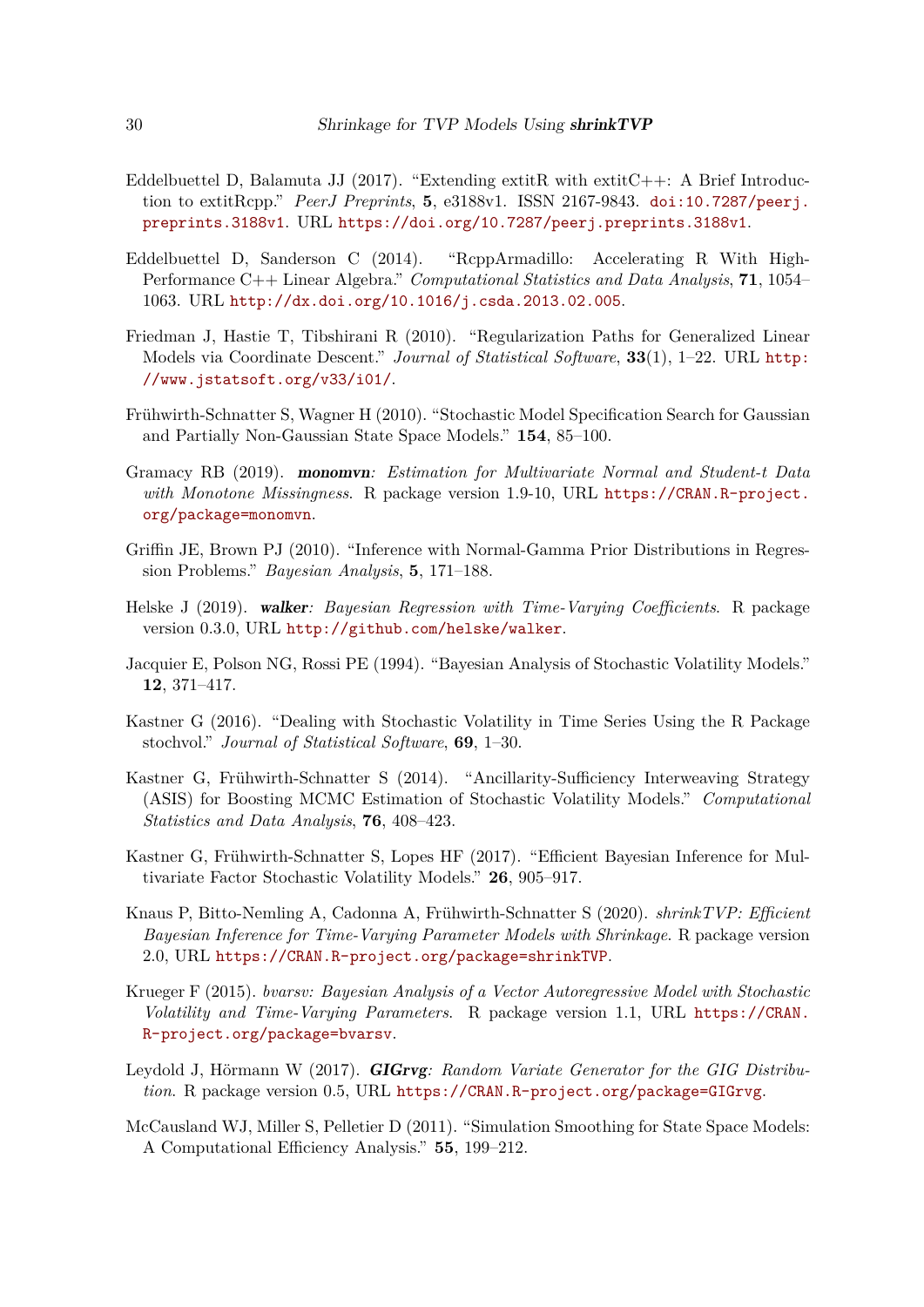Eddelbuettel D, Balamuta JJ (2017). "Extending extitR with extitC++: A Brief Introduction to extitRcpp." *PeerJ Preprints*, **5**, e3188v1. ISSN 2167-9843. doi:10.7287/peerj.preprints.3188v1. URL https://doi.org/10.7287/peerj.preprints.3188v1.

Eddelbuettel D, Sanderson C (2014). "RcppArmadillo: Accelerating R With High-Performance C++ Linear Algebra." *Computational Statistics and Data Analysis*, **71**, 1054–1063. URL http://dx.doi.org/10.1016/j.csda.2013.02.005.

Friedman J, Hastie T, Tibshirani R (2010). "Regularization Paths for Generalized Linear Models via Coordinate Descent." *Journal of Statistical Software*, **33**(1), 1–22. URL http://www.jstatsoft.org/v33/i01/.

Frühwirth-Schnatter S, Wagner H (2010). "Stochastic Model Specification Search for Gaussian and Partially Non-Gaussian State Space Models." **154**, 85–100.

Gramacy RB (2019). ***monomvn**: Estimation for Multivariate Normal and Student-t Data with Monotone Missingness*. R package version 1.9-10, URL https://CRAN.R-project.org/package=monomvn.

Griffin JE, Brown PJ (2010). "Inference with Normal-Gamma Prior Distributions in Regression Problems." *Bayesian Analysis*, **5**, 171–188.

Helske J (2019). ***walker**: Bayesian Regression with Time-Varying Coefficients*. R package version 0.3.0, URL http://github.com/helske/walker.

Jacquier E, Polson NG, Rossi PE (1994). "Bayesian Analysis of Stochastic Volatility Models." **12**, 371–417.

Kastner G (2016). "Dealing with Stochastic Volatility in Time Series Using the R Package stochvol." *Journal of Statistical Software*, **69**, 1–30.

Kastner G, Frühwirth-Schnatter S (2014). "Ancillarity-Sufficiency Interweaving Strategy (ASIS) for Boosting MCMC Estimation of Stochastic Volatility Models." *Computational Statistics and Data Analysis*, **76**, 408–423.

Kastner G, Frühwirth-Schnatter S, Lopes HF (2017). "Efficient Bayesian Inference for Multivariate Factor Stochastic Volatility Models." **26**, 905–917.

Knaus P, Bitto-Nemling A, Cadonna A, Frühwirth-Schnatter S (2020). *shrinkTVP: Efficient Bayesian Inference for Time-Varying Parameter Models with Shrinkage*. R package version 2.0, URL https://CRAN.R-project.org/package=shrinkTVP.

Krueger F (2015). *bvarsv: Bayesian Analysis of a Vector Autoregressive Model with Stochastic Volatility and Time-Varying Parameters*. R package version 1.1, URL https://CRAN.R-project.org/package=bvarsv.

Leydold J, Hörmann W (2017). ***GIGrvg**: Random Variate Generator for the GIG Distribution*. R package version 0.5, URL https://CRAN.R-project.org/package=GIGrvg.

McCausland WJ, Miller S, Pelletier D (2011). "Simulation Smoothing for State Space Models: A Computational Efficiency Analysis." **55**, 199–212.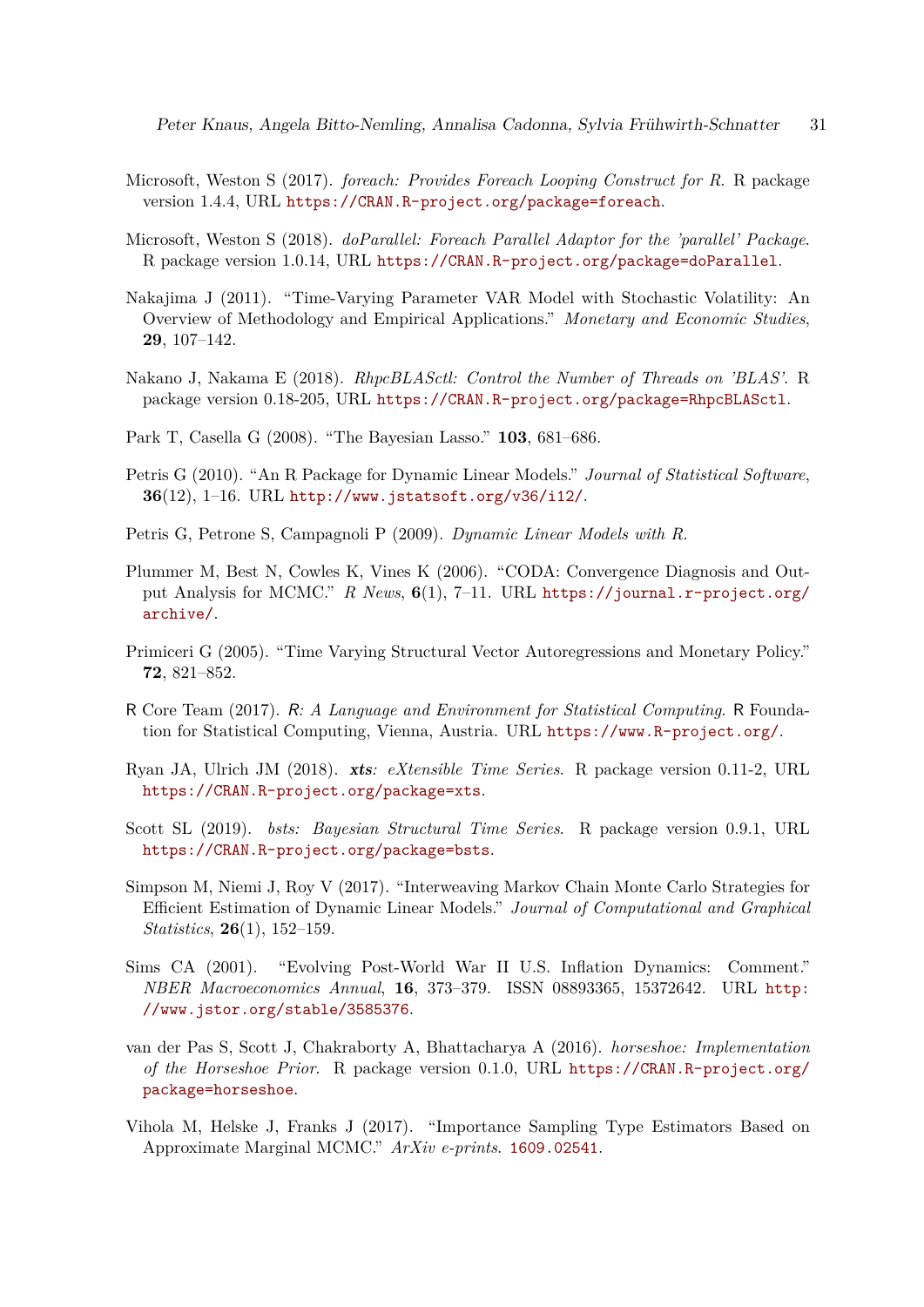Microsoft, Weston S (2017). *foreach: Provides Foreach Looping Construct for R*. R package version 1.4.4, URL https://CRAN.R-project.org/package=foreach.

Microsoft, Weston S (2018). *doParallel: Foreach Parallel Adaptor for the 'parallel' Package*. R package version 1.0.14, URL https://CRAN.R-project.org/package=doParallel.

Nakajima J (2011). "Time-Varying Parameter VAR Model with Stochastic Volatility: An Overview of Methodology and Empirical Applications." *Monetary and Economic Studies*, **29**, 107–142.

Nakano J, Nakama E (2018). *RhpcBLASctl: Control the Number of Threads on 'BLAS'*. R package version 0.18-205, URL https://CRAN.R-project.org/package=RhpcBLASctl.

Park T, Casella G (2008). "The Bayesian Lasso." **103**, 681–686.

Petris G (2010). "An R Package for Dynamic Linear Models." *Journal of Statistical Software*, **36**(12), 1–16. URL http://www.jstatsoft.org/v36/i12/.

Petris G, Petrone S, Campagnoli P (2009). *Dynamic Linear Models with R*.

Plummer M, Best N, Cowles K, Vines K (2006). "CODA: Convergence Diagnosis and Output Analysis for MCMC." *R News*, **6**(1), 7–11. URL https://journal.r-project.org/archive/.

Primiceri G (2005). "Time Varying Structural Vector Autoregressions and Monetary Policy." **72**, 821–852.

R Core Team (2017). *R: A Language and Environment for Statistical Computing*. R Foundation for Statistical Computing, Vienna, Austria. URL https://www.R-project.org/.

Ryan JA, Ulrich JM (2018). ***xts**: eXtensible Time Series*. R package version 0.11-2, URL https://CRAN.R-project.org/package=xts.

Scott SL (2019). *bsts: Bayesian Structural Time Series*. R package version 0.9.1, URL https://CRAN.R-project.org/package=bsts.

Simpson M, Niemi J, Roy V (2017). "Interweaving Markov Chain Monte Carlo Strategies for Efficient Estimation of Dynamic Linear Models." *Journal of Computational and Graphical Statistics*, **26**(1), 152–159.

Sims CA (2001). "Evolving Post-World War II U.S. Inflation Dynamics: Comment." *NBER Macroeconomics Annual*, **16**, 373–379. ISSN 08893365, 15372642. URL http://www.jstor.org/stable/3585376.

van der Pas S, Scott J, Chakraborty A, Bhattacharya A (2016). *horseshoe: Implementation of the Horseshoe Prior*. R package version 0.1.0, URL https://CRAN.R-project.org/package=horseshoe.

Vihola M, Helske J, Franks J (2017). "Importance Sampling Type Estimators Based on Approximate Marginal MCMC." *ArXiv e-prints*. 1609.02541.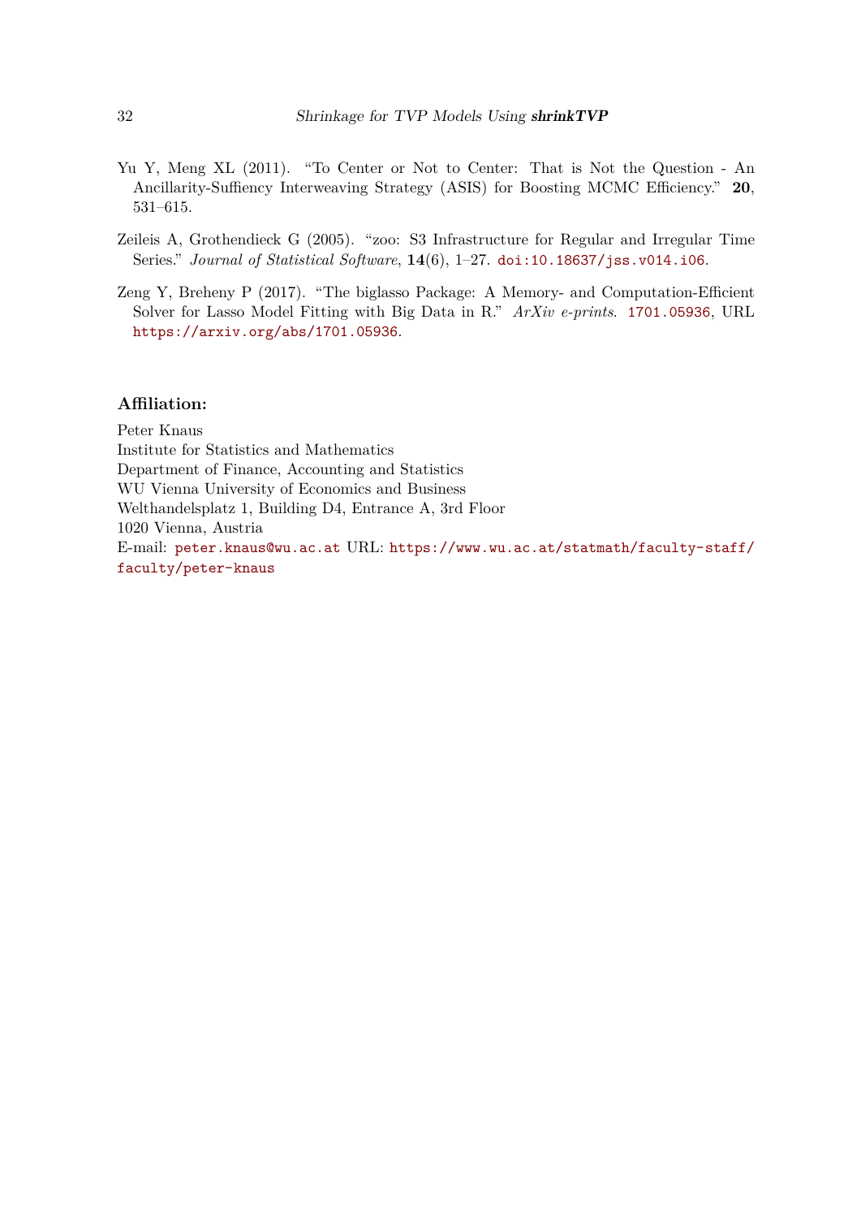Yu Y, Meng XL (2011). "To Center or Not to Center: That is Not the Question - An Ancillarity-Suffiency Interweaving Strategy (ASIS) for Boosting MCMC Efficiency." **20**, 531–615.

Zeileis A, Grothendieck G (2005). "zoo: S3 Infrastructure for Regular and Irregular Time Series." *Journal of Statistical Software*, **14**(6), 1–27. doi:10.18637/jss.v014.i06.

Zeng Y, Breheny P (2017). "The biglasso Package: A Memory- and Computation-Efficient Solver for Lasso Model Fitting with Big Data in R." *ArXiv e-prints*. 1701.05936, URL https://arxiv.org/abs/1701.05936.

### Affiliation:

Peter Knaus
Institute for Statistics and Mathematics
Department of Finance, Accounting and Statistics
WU Vienna University of Economics and Business
Welthandelsplatz 1, Building D4, Entrance A, 3rd Floor
1020 Vienna, Austria
E-mail: peter.knaus@wu.ac.at URL: https://www.wu.ac.at/statmath/faculty-staff/faculty/peter-knaus